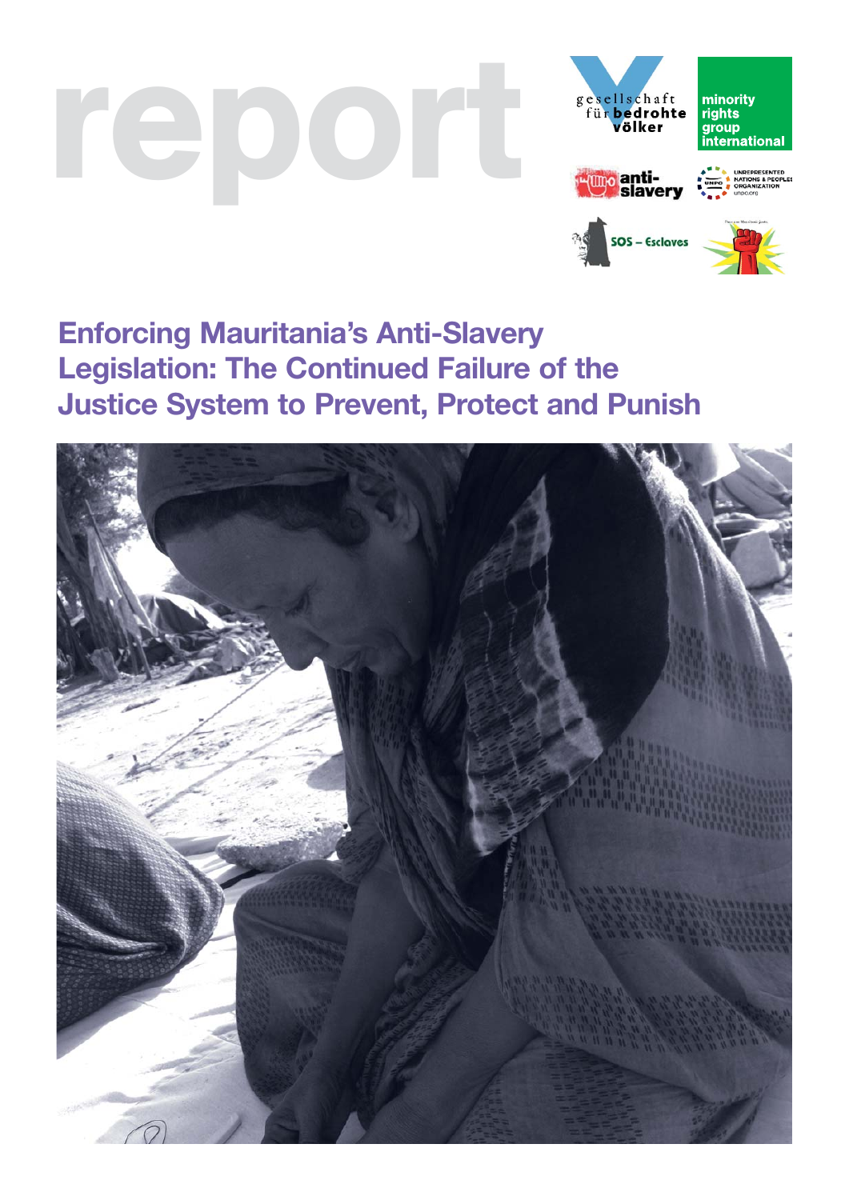report

gesellschaft für bedrohte völker

minority rights group international

anti-slavery

UNREPRESENTED NATIONS & PEOPLES ORGANIZATION

SOS – Esclaves

# Enforcing Mauritania's Anti-Slavery Legislation: The Continued Failure of the Justice System to Prevent, Protect and Punish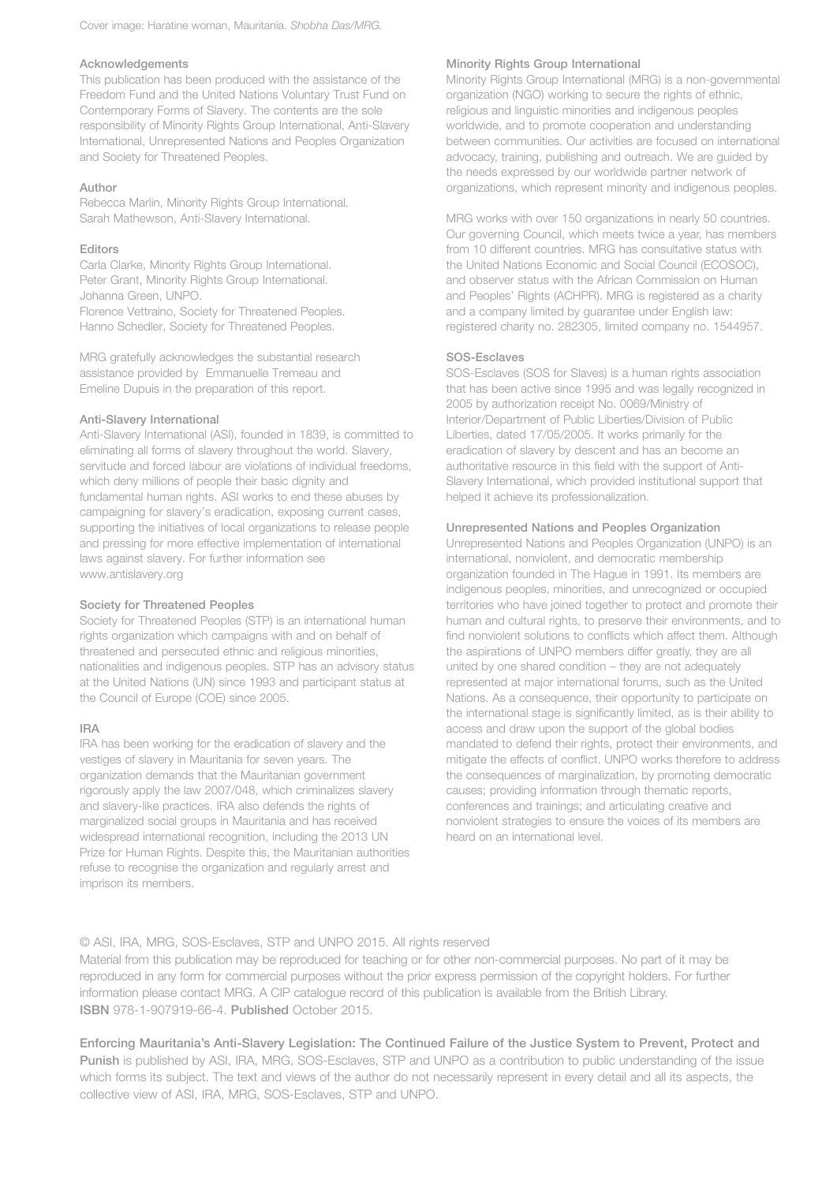Cover image: Haratine woman, Mauritania. *Shobha Das/MRG.*

### Acknowledgements

This publication has been produced with the assistance of the Freedom Fund and the United Nations Voluntary Trust Fund on Contemporary Forms of Slavery. The contents are the sole responsibility of Minority Rights Group International, Anti-Slavery International, Unrepresented Nations and Peoples Organization and Society for Threatened Peoples.

### Author

Rebecca Marlin, Minority Rights Group International.
Sarah Mathewson, Anti-Slavery International.

### Editors

Carla Clarke, Minority Rights Group International.
Peter Grant, Minority Rights Group International.
Johanna Green, UNPO.
Florence Vettraino, Society for Threatened Peoples.
Hanno Schedler, Society for Threatened Peoples.

MRG gratefully acknowledges the substantial research assistance provided by Emmanuelle Tremeau and Emeline Dupuis in the preparation of this report.

### Anti-Slavery International

Anti-Slavery International (ASI), founded in 1839, is committed to eliminating all forms of slavery throughout the world. Slavery, servitude and forced labour are violations of individual freedoms, which deny millions of people their basic dignity and fundamental human rights. ASI works to end these abuses by campaigning for slavery's eradication, exposing current cases, supporting the initiatives of local organizations to release people and pressing for more effective implementation of international laws against slavery. For further information see www.antislavery.org

### Society for Threatened Peoples

Society for Threatened Peoples (STP) is an international human rights organization which campaigns with and on behalf of threatened and persecuted ethnic and religious minorities, nationalities and indigenous peoples. STP has an advisory status at the United Nations (UN) since 1993 and participant status at the Council of Europe (COE) since 2005.

### IRA

IRA has been working for the eradication of slavery and the vestiges of slavery in Mauritania for seven years. The organization demands that the Mauritanian government rigorously apply the law 2007/048, which criminalizes slavery and slavery-like practices. IRA also defends the rights of marginalized social groups in Mauritania and has received widespread international recognition, including the 2013 UN Prize for Human Rights. Despite this, the Mauritanian authorities refuse to recognise the organization and regularly arrest and imprison its members.

### Minority Rights Group International

Minority Rights Group International (MRG) is a non-governmental organization (NGO) working to secure the rights of ethnic, religious and linguistic minorities and indigenous peoples worldwide, and to promote cooperation and understanding between communities. Our activities are focused on international advocacy, training, publishing and outreach. We are guided by the needs expressed by our worldwide partner network of organizations, which represent minority and indigenous peoples.

MRG works with over 150 organizations in nearly 50 countries. Our governing Council, which meets twice a year, has members from 10 different countries. MRG has consultative status with the United Nations Economic and Social Council (ECOSOC), and observer status with the African Commission on Human and Peoples' Rights (ACHPR). MRG is registered as a charity and a company limited by guarantee under English law: registered charity no. 282305, limited company no. 1544957.

### SOS-Esclaves

SOS-Esclaves (SOS for Slaves) is a human rights association that has been active since 1995 and was legally recognized in 2005 by authorization receipt No. 0069/Ministry of Interior/Department of Public Liberties/Division of Public Liberties, dated 17/05/2005. It works primarily for the eradication of slavery by descent and has an become an authoritative resource in this field with the support of Anti-Slavery International, which provided institutional support that helped it achieve its professionalization.

### Unrepresented Nations and Peoples Organization

Unrepresented Nations and Peoples Organization (UNPO) is an international, nonviolent, and democratic membership organization founded in The Hague in 1991. Its members are indigenous peoples, minorities, and unrecognized or occupied territories who have joined together to protect and promote their human and cultural rights, to preserve their environments, and to find nonviolent solutions to conflicts which affect them. Although the aspirations of UNPO members differ greatly, they are all united by one shared condition – they are not adequately represented at major international forums, such as the United Nations. As a consequence, their opportunity to participate on the international stage is significantly limited, as is their ability to access and draw upon the support of the global bodies mandated to defend their rights, protect their environments, and mitigate the effects of conflict. UNPO works therefore to address the consequences of marginalization, by promoting democratic causes; providing information through thematic reports, conferences and trainings; and articulating creative and nonviolent strategies to ensure the voices of its members are heard on an international level.

© ASI, IRA, MRG, SOS-Esclaves, STP and UNPO 2015. All rights reserved

Material from this publication may be reproduced for teaching or for other non-commercial purposes. No part of it may be reproduced in any form for commercial purposes without the prior express permission of the copyright holders. For further information please contact MRG. A CIP catalogue record of this publication is available from the British Library.
**ISBN** 978-1-907919-66-4. **Published** October 2015.

**Enforcing Mauritania's Anti-Slavery Legislation: The Continued Failure of the Justice System to Prevent, Protect and Punish** is published by ASI, IRA, MRG, SOS-Esclaves, STP and UNPO as a contribution to public understanding of the issue which forms its subject. The text and views of the author do not necessarily represent in every detail and all its aspects, the collective view of ASI, IRA, MRG, SOS-Esclaves, STP and UNPO.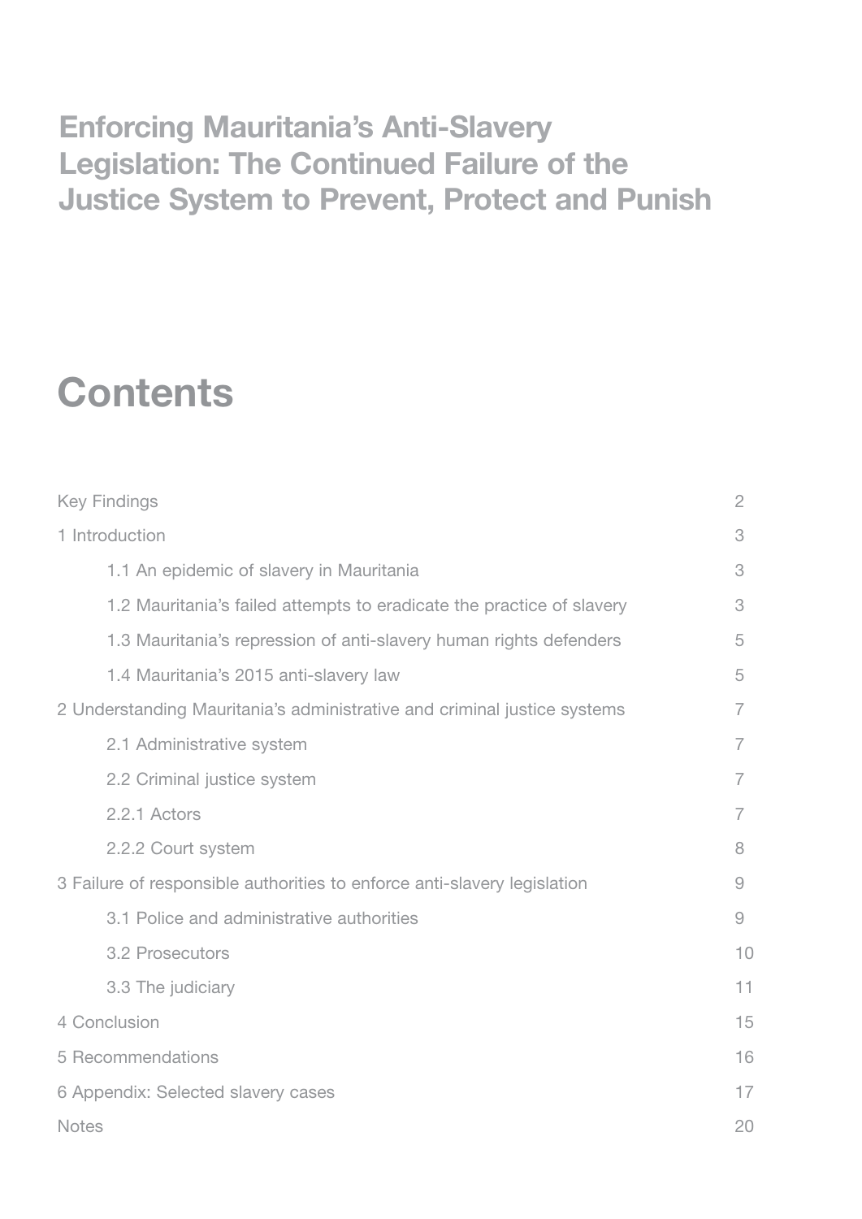## Enforcing Mauritania's Anti-Slavery Legislation: The Continued Failure of the Justice System to Prevent, Protect and Punish

# Contents

| | |
|---|---|
| Key Findings | 2 |
| 1 Introduction | 3 |
| 1.1 An epidemic of slavery in Mauritania | 3 |
| 1.2 Mauritania's failed attempts to eradicate the practice of slavery | 3 |
| 1.3 Mauritania's repression of anti-slavery human rights defenders | 5 |
| 1.4 Mauritania's 2015 anti-slavery law | 5 |
| 2 Understanding Mauritania's administrative and criminal justice systems | 7 |
| 2.1 Administrative system | 7 |
| 2.2 Criminal justice system | 7 |
| 2.2.1 Actors | 7 |
| 2.2.2 Court system | 8 |
| 3 Failure of responsible authorities to enforce anti-slavery legislation | 9 |
| 3.1 Police and administrative authorities | 9 |
| 3.2 Prosecutors | 10 |
| 3.3 The judiciary | 11 |
| 4 Conclusion | 15 |
| 5 Recommendations | 16 |
| 6 Appendix: Selected slavery cases | 17 |
| Notes | 20 |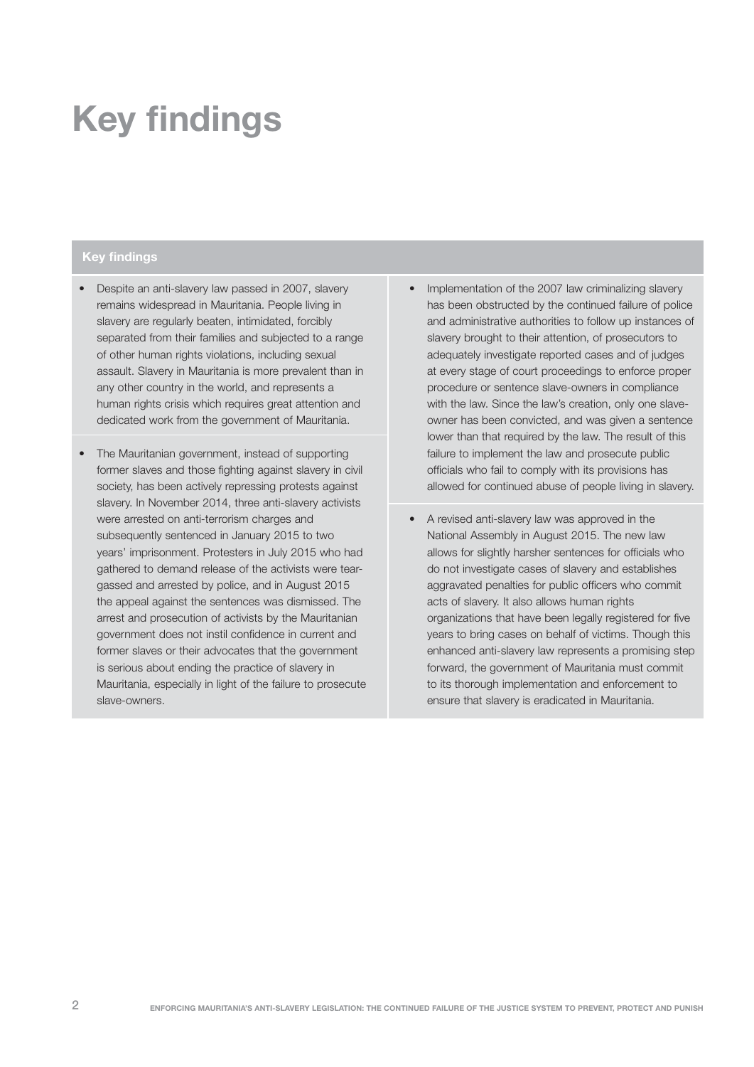# Key findings

## Key findings

- Despite an anti-slavery law passed in 2007, slavery remains widespread in Mauritania. People living in slavery are regularly beaten, intimidated, forcibly separated from their families and subjected to a range of other human rights violations, including sexual assault. Slavery in Mauritania is more prevalent than in any other country in the world, and represents a human rights crisis which requires great attention and dedicated work from the government of Mauritania.

- The Mauritanian government, instead of supporting former slaves and those fighting against slavery in civil society, has been actively repressing protests against slavery. In November 2014, three anti-slavery activists were arrested on anti-terrorism charges and subsequently sentenced in January 2015 to two years' imprisonment. Protesters in July 2015 who had gathered to demand release of the activists were tear-gassed and arrested by police, and in August 2015 the appeal against the sentences was dismissed. The arrest and prosecution of activists by the Mauritanian government does not instil confidence in current and former slaves or their advocates that the government is serious about ending the practice of slavery in Mauritania, especially in light of the failure to prosecute slave-owners.

- Implementation of the 2007 law criminalizing slavery has been obstructed by the continued failure of police and administrative authorities to follow up instances of slavery brought to their attention, of prosecutors to adequately investigate reported cases and of judges at every stage of court proceedings to enforce proper procedure or sentence slave-owners in compliance with the law. Since the law's creation, only one slave-owner has been convicted, and was given a sentence lower than that required by the law. The result of this failure to implement the law and prosecute public officials who fail to comply with its provisions has allowed for continued abuse of people living in slavery.

- A revised anti-slavery law was approved in the National Assembly in August 2015. The new law allows for slightly harsher sentences for officials who do not investigate cases of slavery and establishes aggravated penalties for public officers who commit acts of slavery. It also allows human rights organizations that have been legally registered for five years to bring cases on behalf of victims. Though this enhanced anti-slavery law represents a promising step forward, the government of Mauritania must commit to its thorough implementation and enforcement to ensure that slavery is eradicated in Mauritania.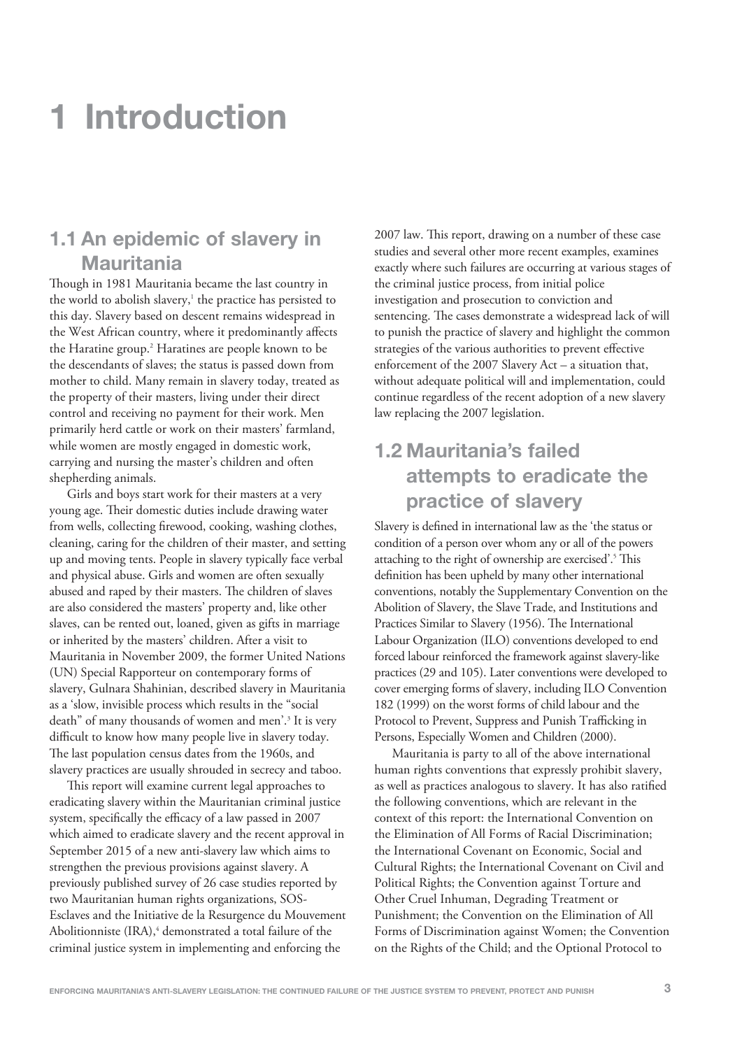# 1 Introduction

## 1.1 An epidemic of slavery in Mauritania

Though in 1981 Mauritania became the last country in the world to abolish slavery,[1] the practice has persisted to this day. Slavery based on descent remains widespread in the West African country, where it predominantly affects the Haratine group.[2] Haratines are people known to be the descendants of slaves; the status is passed down from mother to child. Many remain in slavery today, treated as the property of their masters, living under their direct control and receiving no payment for their work. Men primarily herd cattle or work on their masters' farmland, while women are mostly engaged in domestic work, carrying and nursing the master's children and often shepherding animals.

Girls and boys start work for their masters at a very young age. Their domestic duties include drawing water from wells, collecting firewood, cooking, washing clothes, cleaning, caring for the children of their master, and setting up and moving tents. People in slavery typically face verbal and physical abuse. Girls and women are often sexually abused and raped by their masters. The children of slaves are also considered the masters' property and, like other slaves, can be rented out, loaned, given as gifts in marriage or inherited by the masters' children. After a visit to Mauritania in November 2009, the former United Nations (UN) Special Rapporteur on contemporary forms of slavery, Gulnara Shahinian, described slavery in Mauritania as a 'slow, invisible process which results in the "social death" of many thousands of women and men'.[3] It is very difficult to know how many people live in slavery today. The last population census dates from the 1960s, and slavery practices are usually shrouded in secrecy and taboo.

This report will examine current legal approaches to eradicating slavery within the Mauritanian criminal justice system, specifically the efficacy of a law passed in 2007 which aimed to eradicate slavery and the recent approval in September 2015 of a new anti-slavery law which aims to strengthen the previous provisions against slavery. A previously published survey of 26 case studies reported by two Mauritanian human rights organizations, SOS-Esclaves and the Initiative de la Resurgence du Mouvement Abolitionniste (IRA),[4] demonstrated a total failure of the criminal justice system in implementing and enforcing the 2007 law. This report, drawing on a number of these case studies and several other more recent examples, examines exactly where such failures are occurring at various stages of the criminal justice process, from initial police investigation and prosecution to conviction and sentencing. The cases demonstrate a widespread lack of will to punish the practice of slavery and highlight the common strategies of the various authorities to prevent effective enforcement of the 2007 Slavery Act – a situation that, without adequate political will and implementation, could continue regardless of the recent adoption of a new slavery law replacing the 2007 legislation.

## 1.2 Mauritania's failed attempts to eradicate the practice of slavery

Slavery is defined in international law as the 'the status or condition of a person over whom any or all of the powers attaching to the right of ownership are exercised'.[5] This definition has been upheld by many other international conventions, notably the Supplementary Convention on the Abolition of Slavery, the Slave Trade, and Institutions and Practices Similar to Slavery (1956). The International Labour Organization (ILO) conventions developed to end forced labour reinforced the framework against slavery-like practices (29 and 105). Later conventions were developed to cover emerging forms of slavery, including ILO Convention 182 (1999) on the worst forms of child labour and the Protocol to Prevent, Suppress and Punish Trafficking in Persons, Especially Women and Children (2000).

Mauritania is party to all of the above international human rights conventions that expressly prohibit slavery, as well as practices analogous to slavery. It has also ratified the following conventions, which are relevant in the context of this report: the International Convention on the Elimination of All Forms of Racial Discrimination; the International Covenant on Economic, Social and Cultural Rights; the International Covenant on Civil and Political Rights; the Convention against Torture and Other Cruel Inhuman, Degrading Treatment or Punishment; the Convention on the Elimination of All Forms of Discrimination against Women; the Convention on the Rights of the Child; and the Optional Protocol to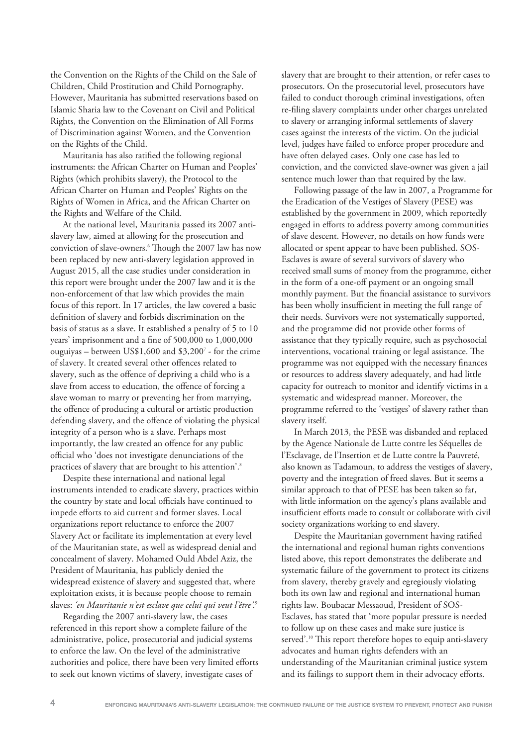the Convention on the Rights of the Child on the Sale of Children, Child Prostitution and Child Pornography. However, Mauritania has submitted reservations based on Islamic Sharia law to the Covenant on Civil and Political Rights, the Convention on the Elimination of All Forms of Discrimination against Women, and the Convention on the Rights of the Child.

Mauritania has also ratified the following regional instruments: the African Charter on Human and Peoples' Rights (which prohibits slavery), the Protocol to the African Charter on Human and Peoples' Rights on the Rights of Women in Africa, and the African Charter on the Rights and Welfare of the Child.

At the national level, Mauritania passed its 2007 anti-slavery law, aimed at allowing for the prosecution and conviction of slave-owners.[6] Though the 2007 law has now been replaced by new anti-slavery legislation approved in August 2015, all the case studies under consideration in this report were brought under the 2007 law and it is the non-enforcement of that law which provides the main focus of this report. In 17 articles, the law covered a basic definition of slavery and forbids discrimination on the basis of status as a slave. It established a penalty of 5 to 10 years' imprisonment and a fine of 500,000 to 1,000,000 ouguiyas – between US$1,600 and $3,200[7] - for the crime of slavery. It created several other offences related to slavery, such as the offence of depriving a child who is a slave from access to education, the offence of forcing a slave woman to marry or preventing her from marrying, the offence of producing a cultural or artistic production defending slavery, and the offence of violating the physical integrity of a person who is a slave. Perhaps most importantly, the law created an offence for any public official who 'does not investigate denunciations of the practices of slavery that are brought to his attention'.[8]

Despite these international and national legal instruments intended to eradicate slavery, practices within the country by state and local officials have continued to impede efforts to aid current and former slaves. Local organizations report reluctance to enforce the 2007 Slavery Act or facilitate its implementation at every level of the Mauritanian state, as well as widespread denial and concealment of slavery. Mohamed Ould Abdel Aziz, the President of Mauritania, has publicly denied the widespread existence of slavery and suggested that, where exploitation exists, it is because people choose to remain slaves: *'en Mauritanie n'est esclave que celui qui veut l'être'.*[9]

Regarding the 2007 anti-slavery law, the cases referenced in this report show a complete failure of the administrative, police, prosecutorial and judicial systems to enforce the law. On the level of the administrative authorities and police, there have been very limited efforts to seek out known victims of slavery, investigate cases of slavery that are brought to their attention, or refer cases to prosecutors. On the prosecutorial level, prosecutors have failed to conduct thorough criminal investigations, often re-filing slavery complaints under other charges unrelated to slavery or arranging informal settlements of slavery cases against the interests of the victim. On the judicial level, judges have failed to enforce proper procedure and have often delayed cases. Only one case has led to conviction, and the convicted slave-owner was given a jail sentence much lower than that required by the law.

Following passage of the law in 2007, a Programme for the Eradication of the Vestiges of Slavery (PESE) was established by the government in 2009, which reportedly engaged in efforts to address poverty among communities of slave descent. However, no details on how funds were allocated or spent appear to have been published. SOS-Esclaves is aware of several survivors of slavery who received small sums of money from the programme, either in the form of a one-off payment or an ongoing small monthly payment. But the financial assistance to survivors has been wholly insufficient in meeting the full range of their needs. Survivors were not systematically supported, and the programme did not provide other forms of assistance that they typically require, such as psychosocial interventions, vocational training or legal assistance. The programme was not equipped with the necessary finances or resources to address slavery adequately, and had little capacity for outreach to monitor and identify victims in a systematic and widespread manner. Moreover, the programme referred to the 'vestiges' of slavery rather than slavery itself.

In March 2013, the PESE was disbanded and replaced by the Agence Nationale de Lutte contre les Séquelles de l'Esclavage, de l'Insertion et de Lutte contre la Pauvreté, also known as Tadamoun, to address the vestiges of slavery, poverty and the integration of freed slaves. But it seems a similar approach to that of PESE has been taken so far, with little information on the agency's plans available and insufficient efforts made to consult or collaborate with civil society organizations working to end slavery.

Despite the Mauritanian government having ratified the international and regional human rights conventions listed above, this report demonstrates the deliberate and systematic failure of the government to protect its citizens from slavery, thereby gravely and egregiously violating both its own law and regional and international human rights law. Boubacar Messaoud, President of SOS-Esclaves, has stated that 'more popular pressure is needed to follow up on these cases and make sure justice is served'.[10] This report therefore hopes to equip anti-slavery advocates and human rights defenders with an understanding of the Mauritanian criminal justice system and its failings to support them in their advocacy efforts.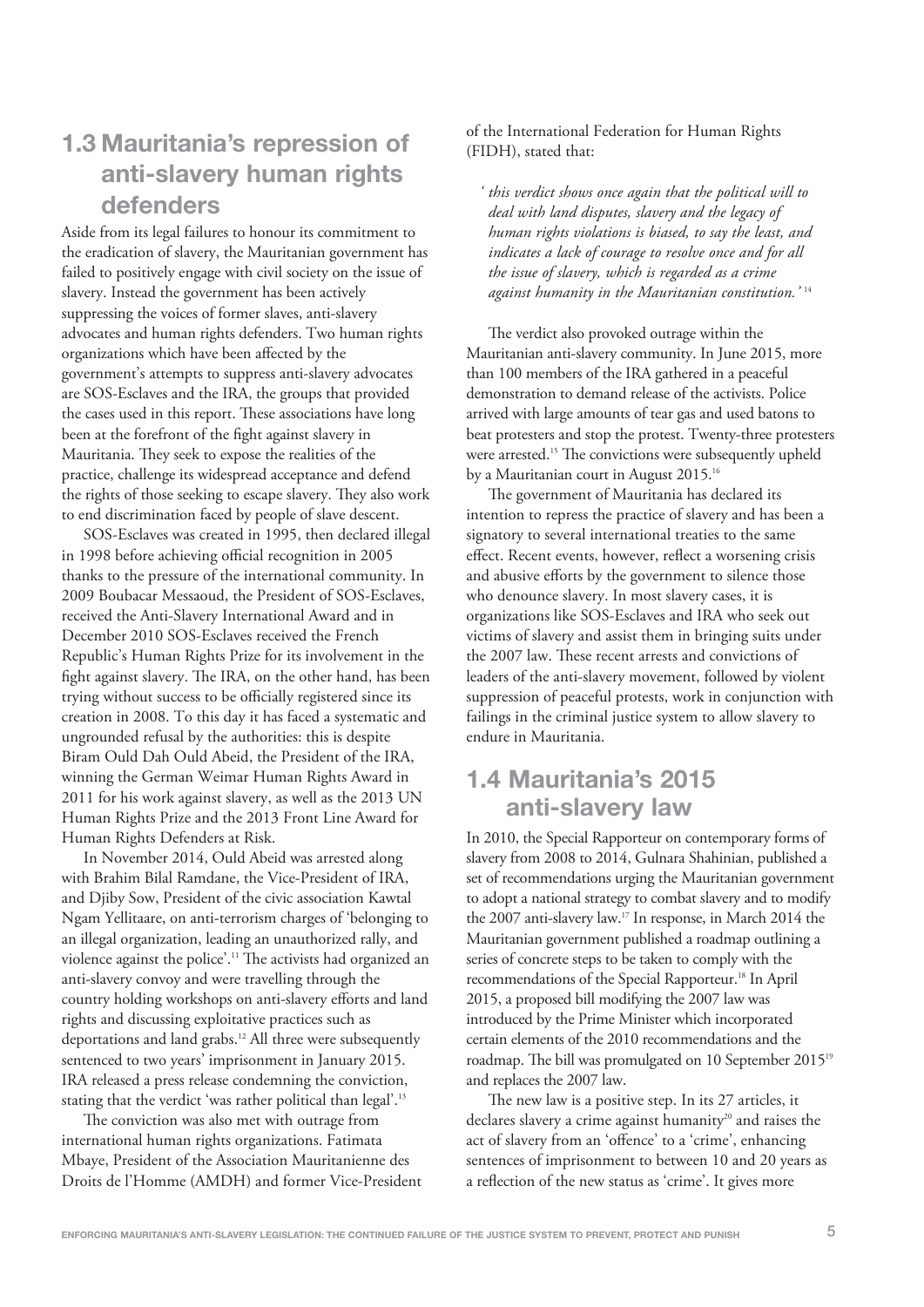## 1.3 Mauritania's repression of anti-slavery human rights defenders

Aside from its legal failures to honour its commitment to the eradication of slavery, the Mauritanian government has failed to positively engage with civil society on the issue of slavery. Instead the government has been actively suppressing the voices of former slaves, anti-slavery advocates and human rights defenders. Two human rights organizations which have been affected by the government's attempts to suppress anti-slavery advocates are SOS-Esclaves and the IRA, the groups that provided the cases used in this report. These associations have long been at the forefront of the fight against slavery in Mauritania. They seek to expose the realities of the practice, challenge its widespread acceptance and defend the rights of those seeking to escape slavery. They also work to end discrimination faced by people of slave descent.

SOS-Esclaves was created in 1995, then declared illegal in 1998 before achieving official recognition in 2005 thanks to the pressure of the international community. In 2009 Boubacar Messaoud, the President of SOS-Esclaves, received the Anti-Slavery International Award and in December 2010 SOS-Esclaves received the French Republic's Human Rights Prize for its involvement in the fight against slavery. The IRA, on the other hand, has been trying without success to be officially registered since its creation in 2008. To this day it has faced a systematic and ungrounded refusal by the authorities: this is despite Biram Ould Dah Ould Abeid, the President of the IRA, winning the German Weimar Human Rights Award in 2011 for his work against slavery, as well as the 2013 UN Human Rights Prize and the 2013 Front Line Award for Human Rights Defenders at Risk.

In November 2014, Ould Abeid was arrested along with Brahim Bilal Ramdane, the Vice-President of IRA, and Djiby Sow, President of the civic association Kawtal Ngam Yellitaare, on anti-terrorism charges of 'belonging to an illegal organization, leading an unauthorized rally, and violence against the police'.[11] The activists had organized an anti-slavery convoy and were travelling through the country holding workshops on anti-slavery efforts and land rights and discussing exploitative practices such as deportations and land grabs.[12] All three were subsequently sentenced to two years' imprisonment in January 2015. IRA released a press release condemning the conviction, stating that the verdict 'was rather political than legal'.[13]

The conviction was also met with outrage from international human rights organizations. Fatimata Mbaye, President of the Association Mauritanienne des Droits de l'Homme (AMDH) and former Vice-President of the International Federation for Human Rights (FIDH), stated that:

> '*this verdict shows once again that the political will to deal with land disputes, slavery and the legacy of human rights violations is biased, to say the least, and indicates a lack of courage to resolve once and for all the issue of slavery, which is regarded as a crime against humanity in the Mauritanian constitution.*'[14]

The verdict also provoked outrage within the Mauritanian anti-slavery community. In June 2015, more than 100 members of the IRA gathered in a peaceful demonstration to demand release of the activists. Police arrived with large amounts of tear gas and used batons to beat protesters and stop the protest. Twenty-three protesters were arrested.[15] The convictions were subsequently upheld by a Mauritanian court in August 2015.[16]

The government of Mauritania has declared its intention to repress the practice of slavery and has been a signatory to several international treaties to the same effect. Recent events, however, reflect a worsening crisis and abusive efforts by the government to silence those who denounce slavery. In most slavery cases, it is organizations like SOS-Esclaves and IRA who seek out victims of slavery and assist them in bringing suits under the 2007 law. These recent arrests and convictions of leaders of the anti-slavery movement, followed by violent suppression of peaceful protests, work in conjunction with failings in the criminal justice system to allow slavery to endure in Mauritania.

## 1.4 Mauritania's 2015 anti-slavery law

In 2010, the Special Rapporteur on contemporary forms of slavery from 2008 to 2014, Gulnara Shahinian, published a set of recommendations urging the Mauritanian government to adopt a national strategy to combat slavery and to modify the 2007 anti-slavery law.[17] In response, in March 2014 the Mauritanian government published a roadmap outlining a series of concrete steps to be taken to comply with the recommendations of the Special Rapporteur.[18] In April 2015, a proposed bill modifying the 2007 law was introduced by the Prime Minister which incorporated certain elements of the 2010 recommendations and the roadmap. The bill was promulgated on 10 September 2015[19] and replaces the 2007 law.

The new law is a positive step. In its 27 articles, it declares slavery a crime against humanity[20] and raises the act of slavery from an 'offence' to a 'crime', enhancing sentences of imprisonment to between 10 and 20 years as a reflection of the new status as 'crime'. It gives more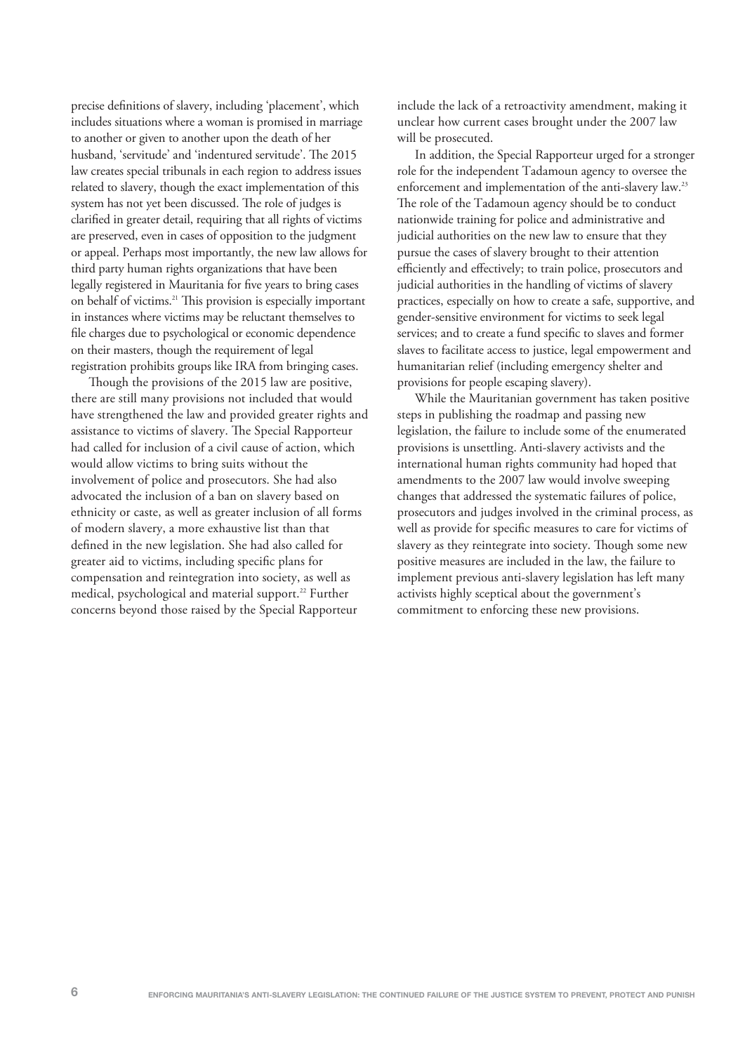precise definitions of slavery, including 'placement', which includes situations where a woman is promised in marriage to another or given to another upon the death of her husband, 'servitude' and 'indentured servitude'. The 2015 law creates special tribunals in each region to address issues related to slavery, though the exact implementation of this system has not yet been discussed. The role of judges is clarified in greater detail, requiring that all rights of victims are preserved, even in cases of opposition to the judgment or appeal. Perhaps most importantly, the new law allows for third party human rights organizations that have been legally registered in Mauritania for five years to bring cases on behalf of victims.[21] This provision is especially important in instances where victims may be reluctant themselves to file charges due to psychological or economic dependence on their masters, though the requirement of legal registration prohibits groups like IRA from bringing cases.

Though the provisions of the 2015 law are positive, there are still many provisions not included that would have strengthened the law and provided greater rights and assistance to victims of slavery. The Special Rapporteur had called for inclusion of a civil cause of action, which would allow victims to bring suits without the involvement of police and prosecutors. She had also advocated the inclusion of a ban on slavery based on ethnicity or caste, as well as greater inclusion of all forms of modern slavery, a more exhaustive list than that defined in the new legislation. She had also called for greater aid to victims, including specific plans for compensation and reintegration into society, as well as medical, psychological and material support.[22] Further concerns beyond those raised by the Special Rapporteur include the lack of a retroactivity amendment, making it unclear how current cases brought under the 2007 law will be prosecuted.

In addition, the Special Rapporteur urged for a stronger role for the independent Tadamoun agency to oversee the enforcement and implementation of the anti-slavery law.[23] The role of the Tadamoun agency should be to conduct nationwide training for police and administrative and judicial authorities on the new law to ensure that they pursue the cases of slavery brought to their attention efficiently and effectively; to train police, prosecutors and judicial authorities in the handling of victims of slavery practices, especially on how to create a safe, supportive, and gender-sensitive environment for victims to seek legal services; and to create a fund specific to slaves and former slaves to facilitate access to justice, legal empowerment and humanitarian relief (including emergency shelter and provisions for people escaping slavery).

While the Mauritanian government has taken positive steps in publishing the roadmap and passing new legislation, the failure to include some of the enumerated provisions is unsettling. Anti-slavery activists and the international human rights community had hoped that amendments to the 2007 law would involve sweeping changes that addressed the systematic failures of police, prosecutors and judges involved in the criminal process, as well as provide for specific measures to care for victims of slavery as they reintegrate into society. Though some new positive measures are included in the law, the failure to implement previous anti-slavery legislation has left many activists highly sceptical about the government's commitment to enforcing these new provisions.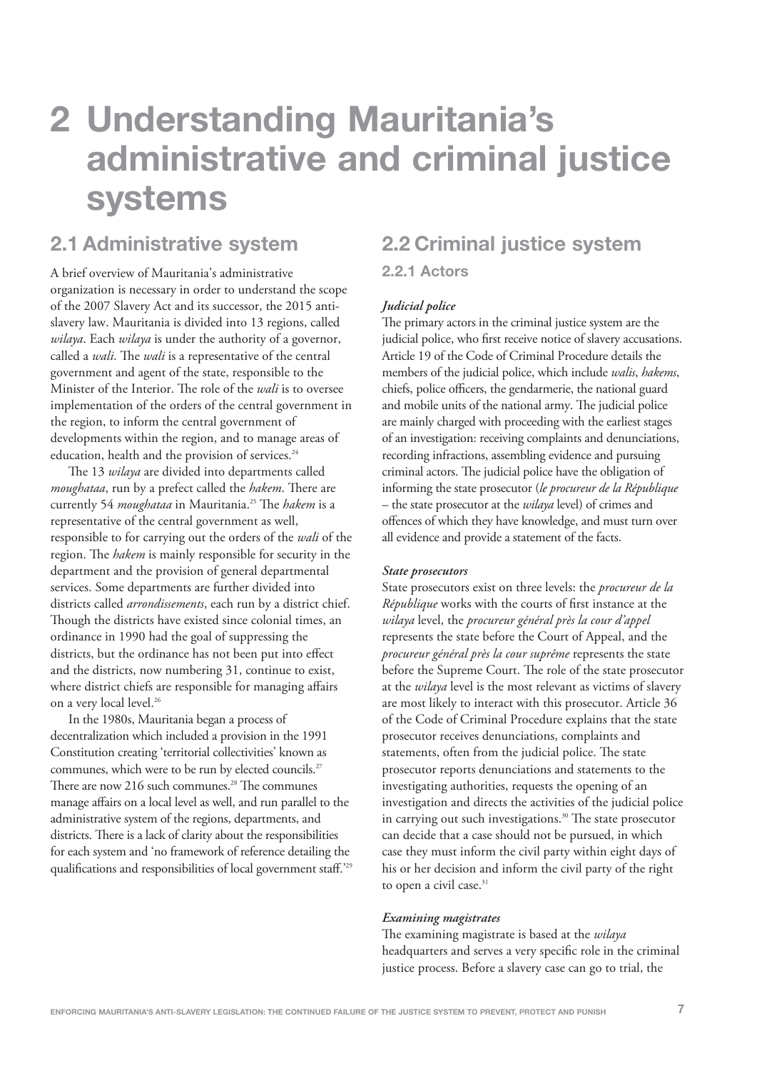# 2 Understanding Mauritania's administrative and criminal justice systems

## 2.1 Administrative system

A brief overview of Mauritania's administrative organization is necessary in order to understand the scope of the 2007 Slavery Act and its successor, the 2015 anti-slavery law. Mauritania is divided into 13 regions, called *wilaya*. Each *wilaya* is under the authority of a governor, called a *wali*. The *wali* is a representative of the central government and agent of the state, responsible to the Minister of the Interior. The role of the *wali* is to oversee implementation of the orders of the central government in the region, to inform the central government of developments within the region, and to manage areas of education, health and the provision of services.[24]

The 13 *wilaya* are divided into departments called *moughataa*, run by a prefect called the *hakem*. There are currently 54 *moughataa* in Mauritania.[25] The *hakem* is a representative of the central government as well, responsible to for carrying out the orders of the *wali* of the region. The *hakem* is mainly responsible for security in the department and the provision of general departmental services. Some departments are further divided into districts called *arrondissements*, each run by a district chief. Though the districts have existed since colonial times, an ordinance in 1990 had the goal of suppressing the districts, but the ordinance has not been put into effect and the districts, now numbering 31, continue to exist, where district chiefs are responsible for managing affairs on a very local level.[26]

In the 1980s, Mauritania began a process of decentralization which included a provision in the 1991 Constitution creating 'territorial collectivities' known as communes, which were to be run by elected councils.[27] There are now 216 such communes.[28] The communes manage affairs on a local level as well, and run parallel to the administrative system of the regions, departments, and districts. There is a lack of clarity about the responsibilities for each system and 'no framework of reference detailing the qualifications and responsibilities of local government staff.'[29]

## 2.2 Criminal justice system

### 2.2.1 Actors

***Judicial police***

The primary actors in the criminal justice system are the judicial police, who first receive notice of slavery accusations. Article 19 of the Code of Criminal Procedure details the members of the judicial police, which include *walis*, *hakems*, chiefs, police officers, the gendarmerie, the national guard and mobile units of the national army. The judicial police are mainly charged with proceeding with the earliest stages of an investigation: receiving complaints and denunciations, recording infractions, assembling evidence and pursuing criminal actors. The judicial police have the obligation of informing the state prosecutor (*le procureur de la République* – the state prosecutor at the *wilaya* level) of crimes and offences of which they have knowledge, and must turn over all evidence and provide a statement of the facts.

***State prosecutors***

State prosecutors exist on three levels: the *procureur de la République* works with the courts of first instance at the *wilaya* level, the *procureur général près la cour d'appel* represents the state before the Court of Appeal, and the *procureur général près la cour suprême* represents the state before the Supreme Court. The role of the state prosecutor at the *wilaya* level is the most relevant as victims of slavery are most likely to interact with this prosecutor. Article 36 of the Code of Criminal Procedure explains that the state prosecutor receives denunciations, complaints and statements, often from the judicial police. The state prosecutor reports denunciations and statements to the investigating authorities, requests the opening of an investigation and directs the activities of the judicial police in carrying out such investigations.[30] The state prosecutor can decide that a case should not be pursued, in which case they must inform the civil party within eight days of his or her decision and inform the civil party of the right to open a civil case.[31]

***Examining magistrates***

The examining magistrate is based at the *wilaya* headquarters and serves a very specific role in the criminal justice process. Before a slavery case can go to trial, the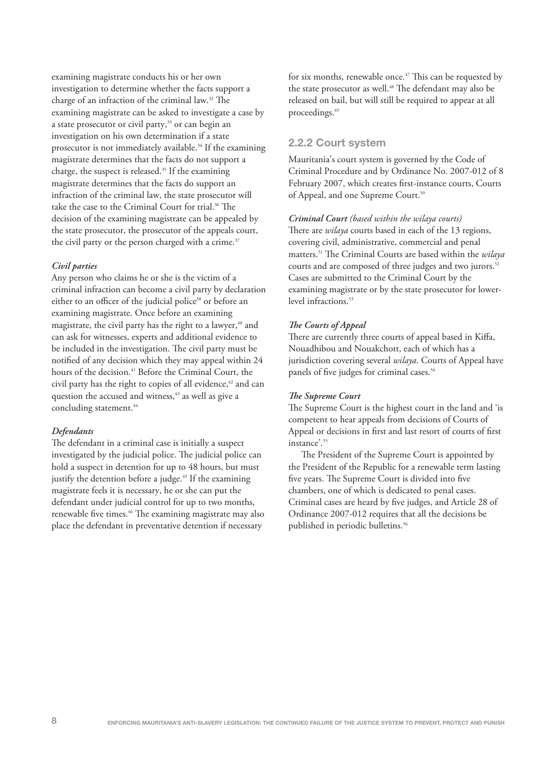examining magistrate conducts his or her own investigation to determine whether the facts support a charge of an infraction of the criminal law.[32] The examining magistrate can be asked to investigate a case by a state prosecutor or civil party,[33] or can begin an investigation on his own determination if a state prosecutor is not immediately available.[34] If the examining magistrate determines that the facts do not support a charge, the suspect is released.[35] If the examining magistrate determines that the facts do support an infraction of the criminal law, the state prosecutor will take the case to the Criminal Court for trial.[36] The decision of the examining magistrate can be appealed by the state prosecutor, the prosecutor of the appeals court, the civil party or the person charged with a crime.[37]

***Civil parties***

Any person who claims he or she is the victim of a criminal infraction can become a civil party by declaration either to an officer of the judicial police[38] or before an examining magistrate. Once before an examining magistrate, the civil party has the right to a lawyer,[40] and can ask for witnesses, experts and additional evidence to be included in the investigation. The civil party must be notified of any decision which they may appeal within 24 hours of the decision.[41] Before the Criminal Court, the civil party has the right to copies of all evidence,[42] and can question the accused and witness,[43] as well as give a concluding statement.[44]

***Defendants***

The defendant in a criminal case is initially a suspect investigated by the judicial police. The judicial police can hold a suspect in detention for up to 48 hours, but must justify the detention before a judge.[45] If the examining magistrate feels it is necessary, he or she can put the defendant under judicial control for up to two months, renewable five times.[46] The examining magistrate may also place the defendant in preventative detention if necessary for six months, renewable once.[47] This can be requested by the state prosecutor as well.[48] The defendant may also be released on bail, but will still be required to appear at all proceedings.[49]

### 2.2.2 Court system

Mauritania's court system is governed by the Code of Criminal Procedure and by Ordinance No. 2007-012 of 8 February 2007, which creates first-instance courts, Courts of Appeal, and one Supreme Court.[50]

***Criminal Court** (based within the wilaya courts)*

There are *wilaya* courts based in each of the 13 regions, covering civil, administrative, commercial and penal matters.[51] The Criminal Courts are based within the *wilaya* courts and are composed of three judges and two jurors.[52] Cases are submitted to the Criminal Court by the examining magistrate or by the state prosecutor for lower-level infractions.[53]

***The Courts of Appeal***

There are currently three courts of appeal based in Kiffa, Nouadhibou and Nouakchott, each of which has a jurisdiction covering several *wilaya*. Courts of Appeal have panels of five judges for criminal cases.[54]

***The Supreme Court***

The Supreme Court is the highest court in the land and 'is competent to hear appeals from decisions of Courts of Appeal or decisions in first and last resort of courts of first instance'.[55]

The President of the Supreme Court is appointed by the President of the Republic for a renewable term lasting five years. The Supreme Court is divided into five chambers, one of which is dedicated to penal cases. Criminal cases are heard by five judges, and Article 28 of Ordinance 2007-012 requires that all the decisions be published in periodic bulletins.[56]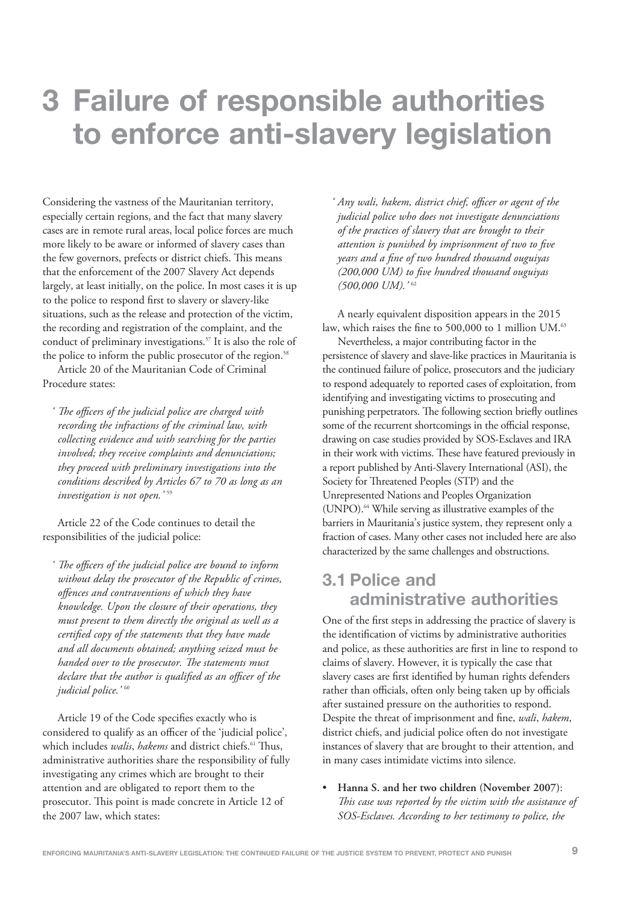// Page 11 of 24 — document 1b84a6f06e7c
# 3 Failure of responsible authorities to enforce anti-slavery legislation

Considering the vastness of the Mauritanian territory, especially certain regions, and the fact that many slavery cases are in remote rural areas, local police forces are much more likely to be aware or informed of slavery cases than the few governors, prefects or district chiefs. This means that the enforcement of the 2007 Slavery Act depends largely, at least initially, on the police. In most cases it is up to the police to respond first to slavery or slavery-like situations, such as the release and protection of the victim, the recording and registration of the complaint, and the conduct of preliminary investigations.[57] It is also the role of the police to inform the public prosecutor of the region.[58]

Article 20 of the Mauritanian Code of Criminal Procedure states:

> *'The officers of the judicial police are charged with recording the infractions of the criminal law, with collecting evidence and with searching for the parties involved; they receive complaints and denunciations; they proceed with preliminary investigations into the conditions described by Articles 67 to 70 as long as an investigation is not open.'* [59]

Article 22 of the Code continues to detail the responsibilities of the judicial police:

> *'The officers of the judicial police are bound to inform without delay the prosecutor of the Republic of crimes, offences and contraventions of which they have knowledge. Upon the closure of their operations, they must present to them directly the original as well as a certified copy of the statements that they have made and all documents obtained; anything seized must be handed over to the prosecutor. The statements must declare that the author is qualified as an officer of the judicial police.'* [60]

Article 19 of the Code specifies exactly who is considered to qualify as an officer of the 'judicial police', which includes *walis*, *hakems* and district chiefs.[61] Thus, administrative authorities share the responsibility of fully investigating any crimes which are brought to their attention and are obligated to report them to the prosecutor. This point is made concrete in Article 12 of the 2007 law, which states:

> *'Any wali, hakem, district chief, officer or agent of the judicial police who does not investigate denunciations of the practices of slavery that are brought to their attention is punished by imprisonment of two to five years and a fine of two hundred thousand ouguiyas (200,000 UM) to five hundred thousand ouguiyas (500,000 UM).'* [62]

A nearly equivalent disposition appears in the 2015 law, which raises the fine to 500,000 to 1 million UM.[63]

Nevertheless, a major contributing factor in the persistence of slavery and slave-like practices in Mauritania is the continued failure of police, prosecutors and the judiciary to respond adequately to reported cases of exploitation, from identifying and investigating victims to prosecuting and punishing perpetrators. The following section briefly outlines some of the recurrent shortcomings in the official response, drawing on case studies provided by SOS-Esclaves and IRA in their work with victims. These have featured previously in a report published by Anti-Slavery International (ASI), the Society for Threatened Peoples (STP) and the Unrepresented Nations and Peoples Organization (UNPO).[64] While serving as illustrative examples of the barriers in Mauritania's justice system, they represent only a fraction of cases. Many other cases not included here are also characterized by the same challenges and obstructions.

## 3.1 Police and administrative authorities

One of the first steps in addressing the practice of slavery is the identification of victims by administrative authorities and police, as these authorities are first in line to respond to claims of slavery. However, it is typically the case that slavery cases are first identified by human rights defenders rather than officials, often only being taken up by officials after sustained pressure on the authorities to respond. Despite the threat of imprisonment and fine, *wali*, *hakem*, district chiefs, and judicial police often do not investigate instances of slavery that are brought to their attention, and in many cases intimidate victims into silence.

- **Hanna S. and her two children (November 2007)**: *This case was reported by the victim with the assistance of SOS-Esclaves. According to her testimony to police, the*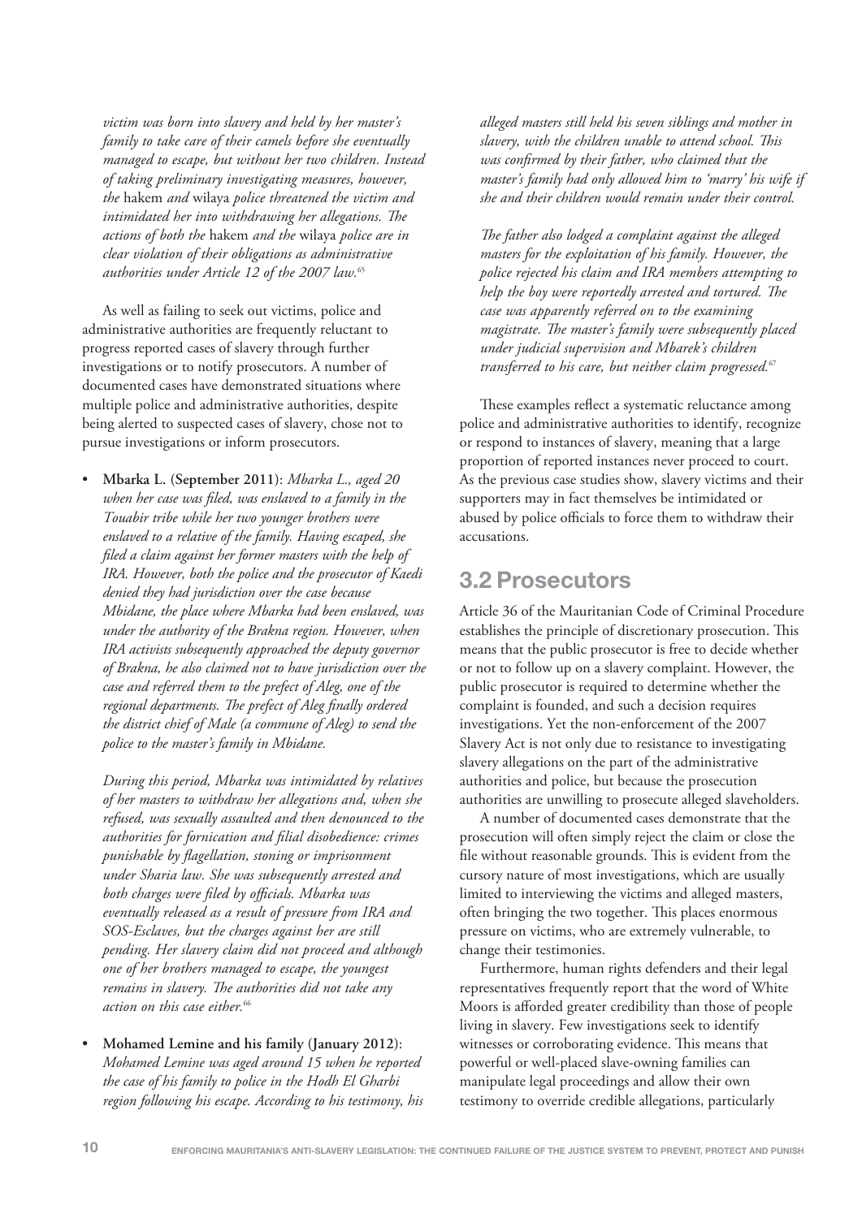*victim was born into slavery and held by her master's family to take care of their camels before she eventually managed to escape, but without her two children. Instead of taking preliminary investigating measures, however, the* hakem *and* wilaya *police threatened the victim and intimidated her into withdrawing her allegations. The actions of both the* hakem *and the* wilaya *police are in clear violation of their obligations as administrative authorities under Article 12 of the 2007 law.*[65]

As well as failing to seek out victims, police and administrative authorities are frequently reluctant to progress reported cases of slavery through further investigations or to notify prosecutors. A number of documented cases have demonstrated situations where multiple police and administrative authorities, despite being alerted to suspected cases of slavery, chose not to pursue investigations or inform prosecutors.

- **Mbarka L. (September 2011)**: *Mbarka L., aged 20 when her case was filed, was enslaved to a family in the Touabir tribe while her two younger brothers were enslaved to a relative of the family. Having escaped, she filed a claim against her former masters with the help of IRA. However, both the police and the prosecutor of Kaedi denied they had jurisdiction over the case because Mbidane, the place where Mbarka had been enslaved, was under the authority of the Brakna region. However, when IRA activists subsequently approached the deputy governor of Brakna, he also claimed not to have jurisdiction over the case and referred them to the prefect of Aleg, one of the regional departments. The prefect of Aleg finally ordered the district chief of Male (a commune of Aleg) to send the police to the master's family in Mbidane.*

  *During this period, Mbarka was intimidated by relatives of her masters to withdraw her allegations and, when she refused, was sexually assaulted and then denounced to the authorities for fornication and filial disobedience: crimes punishable by flagellation, stoning or imprisonment under Sharia law. She was subsequently arrested and both charges were filed by officials. Mbarka was eventually released as a result of pressure from IRA and SOS-Esclaves, but the charges against her are still pending. Her slavery claim did not proceed and although one of her brothers managed to escape, the youngest remains in slavery. The authorities did not take any action on this case either.*[66]

- **Mohamed Lemine and his family (January 2012)**: *Mohamed Lemine was aged around 15 when he reported the case of his family to police in the Hodh El Gharbi region following his escape. According to his testimony, his alleged masters still held his seven siblings and mother in slavery, with the children unable to attend school. This was confirmed by their father, who claimed that the master's family had only allowed him to 'marry' his wife if she and their children would remain under their control.*

  *The father also lodged a complaint against the alleged masters for the exploitation of his family. However, the police rejected his claim and IRA members attempting to help the boy were reportedly arrested and tortured. The case was apparently referred on to the examining magistrate. The master's family were subsequently placed under judicial supervision and Mbarek's children transferred to his care, but neither claim progressed.*[67]

These examples reflect a systematic reluctance among police and administrative authorities to identify, recognize or respond to instances of slavery, meaning that a large proportion of reported instances never proceed to court. As the previous case studies show, slavery victims and their supporters may in fact themselves be intimidated or abused by police officials to force them to withdraw their accusations.

## 3.2 Prosecutors

Article 36 of the Mauritanian Code of Criminal Procedure establishes the principle of discretionary prosecution. This means that the public prosecutor is free to decide whether or not to follow up on a slavery complaint. However, the public prosecutor is required to determine whether the complaint is founded, and such a decision requires investigations. Yet the non-enforcement of the 2007 Slavery Act is not only due to resistance to investigating slavery allegations on the part of the administrative authorities and police, but because the prosecution authorities are unwilling to prosecute alleged slaveholders.

A number of documented cases demonstrate that the prosecution will often simply reject the claim or close the file without reasonable grounds. This is evident from the cursory nature of most investigations, which are usually limited to interviewing the victims and alleged masters, often bringing the two together. This places enormous pressure on victims, who are extremely vulnerable, to change their testimonies.

Furthermore, human rights defenders and their legal representatives frequently report that the word of White Moors is afforded greater credibility than those of people living in slavery. Few investigations seek to identify witnesses or corroborating evidence. This means that powerful or well-placed slave-owning families can manipulate legal proceedings and allow their own testimony to override credible allegations, particularly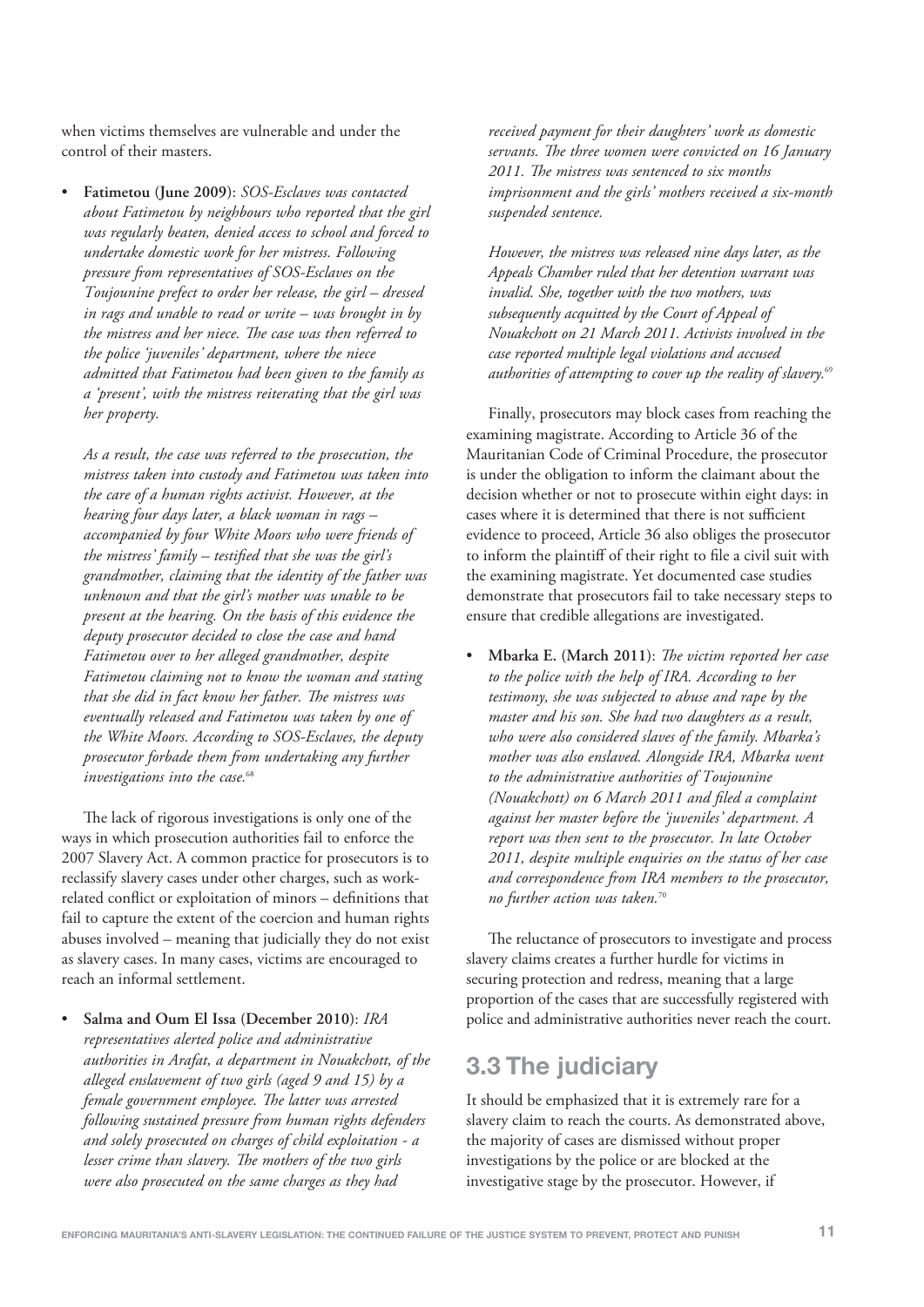when victims themselves are vulnerable and under the control of their masters.

- **Fatimetou (June 2009)**: *SOS-Esclaves was contacted about Fatimetou by neighbours who reported that the girl was regularly beaten, denied access to school and forced to undertake domestic work for her mistress. Following pressure from representatives of SOS-Esclaves on the Toujounine prefect to order her release, the girl – dressed in rags and unable to read or write – was brought in by the mistress and her niece. The case was then referred to the police 'juveniles' department, where the niece admitted that Fatimetou had been given to the family as a 'present', with the mistress reiterating that the girl was her property.*

  *As a result, the case was referred to the prosecution, the mistress taken into custody and Fatimetou was taken into the care of a human rights activist. However, at the hearing four days later, a black woman in rags – accompanied by four White Moors who were friends of the mistress' family – testified that she was the girl's grandmother, claiming that the identity of the father was unknown and that the girl's mother was unable to be present at the hearing. On the basis of this evidence the deputy prosecutor decided to close the case and hand Fatimetou over to her alleged grandmother, despite Fatimetou claiming not to know the woman and stating that she did in fact know her father. The mistress was eventually released and Fatimetou was taken by one of the White Moors. According to SOS-Esclaves, the deputy prosecutor forbade them from undertaking any further investigations into the case.*[68]

The lack of rigorous investigations is only one of the ways in which prosecution authorities fail to enforce the 2007 Slavery Act. A common practice for prosecutors is to reclassify slavery cases under other charges, such as work-related conflict or exploitation of minors – definitions that fail to capture the extent of the coercion and human rights abuses involved – meaning that judicially they do not exist as slavery cases. In many cases, victims are encouraged to reach an informal settlement.

- **Salma and Oum El Issa (December 2010)**: *IRA representatives alerted police and administrative authorities in Arafat, a department in Nouakchott, of the alleged enslavement of two girls (aged 9 and 15) by a female government employee. The latter was arrested following sustained pressure from human rights defenders and solely prosecuted on charges of child exploitation - a lesser crime than slavery. The mothers of the two girls were also prosecuted on the same charges as they had received payment for their daughters' work as domestic servants. The three women were convicted on 16 January 2011. The mistress was sentenced to six months imprisonment and the girls' mothers received a six-month suspended sentence.*

  *However, the mistress was released nine days later, as the Appeals Chamber ruled that her detention warrant was invalid. She, together with the two mothers, was subsequently acquitted by the Court of Appeal of Nouakchott on 21 March 2011. Activists involved in the case reported multiple legal violations and accused authorities of attempting to cover up the reality of slavery.*[69]

Finally, prosecutors may block cases from reaching the examining magistrate. According to Article 36 of the Mauritanian Code of Criminal Procedure, the prosecutor is under the obligation to inform the claimant about the decision whether or not to prosecute within eight days: in cases where it is determined that there is not sufficient evidence to proceed, Article 36 also obliges the prosecutor to inform the plaintiff of their right to file a civil suit with the examining magistrate. Yet documented case studies demonstrate that prosecutors fail to take necessary steps to ensure that credible allegations are investigated.

- **Mbarka E. (March 2011)**: *The victim reported her case to the police with the help of IRA. According to her testimony, she was subjected to abuse and rape by the master and his son. She had two daughters as a result, who were also considered slaves of the family. Mbarka's mother was also enslaved. Alongside IRA, Mbarka went to the administrative authorities of Toujounine (Nouakchott) on 6 March 2011 and filed a complaint against her master before the 'juveniles' department. A report was then sent to the prosecutor. In late October 2011, despite multiple enquiries on the status of her case and correspondence from IRA members to the prosecutor, no further action was taken.*[70]

The reluctance of prosecutors to investigate and process slavery claims creates a further hurdle for victims in securing protection and redress, meaning that a large proportion of the cases that are successfully registered with police and administrative authorities never reach the court.

## 3.3 The judiciary

It should be emphasized that it is extremely rare for a slavery claim to reach the courts. As demonstrated above, the majority of cases are dismissed without proper investigations by the police or are blocked at the investigative stage by the prosecutor. However, if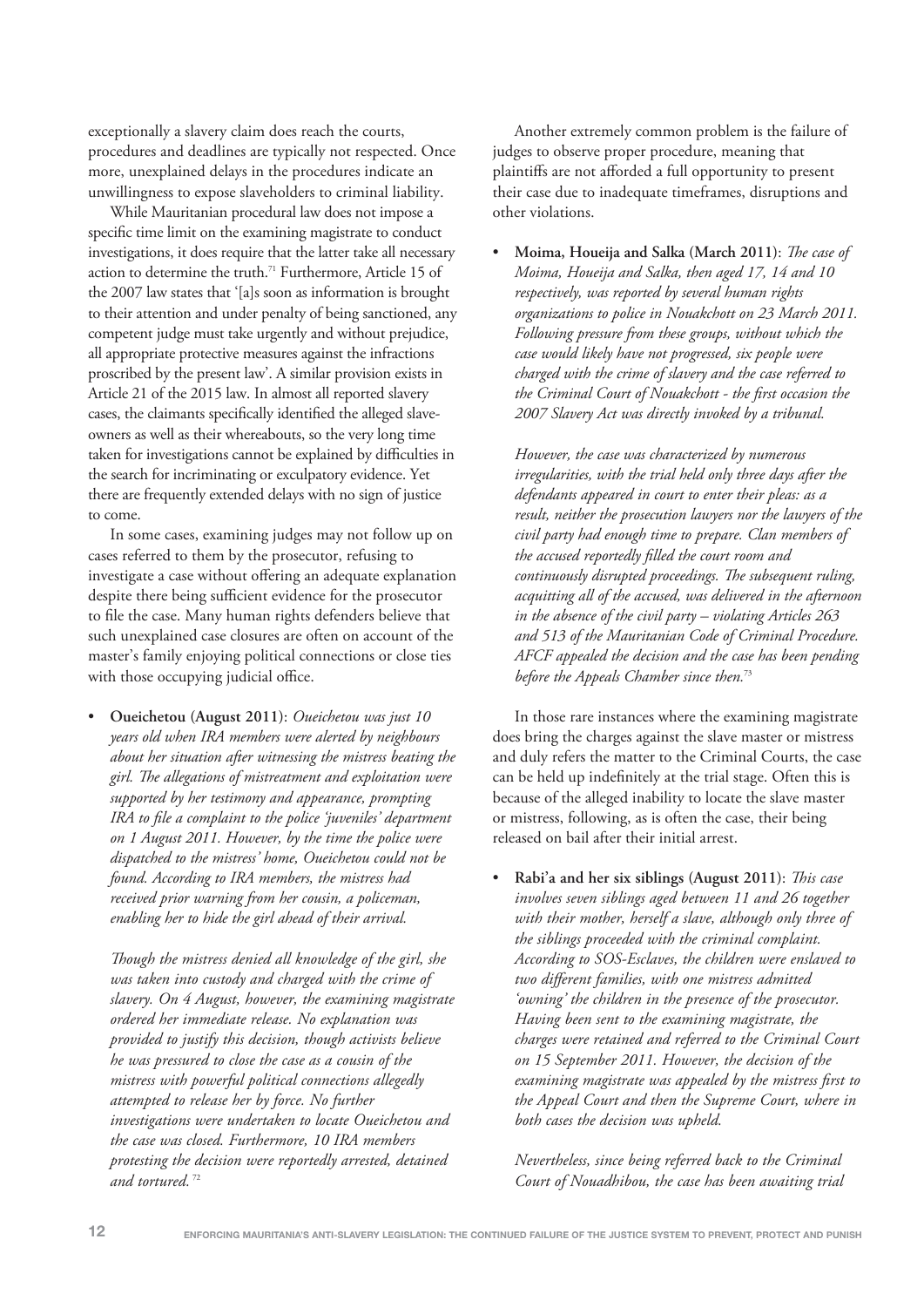exceptionally a slavery claim does reach the courts, procedures and deadlines are typically not respected. Once more, unexplained delays in the procedures indicate an unwillingness to expose slaveholders to criminal liability.

While Mauritanian procedural law does not impose a specific time limit on the examining magistrate to conduct investigations, it does require that the latter take all necessary action to determine the truth.[71] Furthermore, Article 15 of the 2007 law states that '[a]s soon as information is brought to their attention and under penalty of being sanctioned, any competent judge must take urgently and without prejudice, all appropriate protective measures against the infractions proscribed by the present law'. A similar provision exists in Article 21 of the 2015 law. In almost all reported slavery cases, the claimants specifically identified the alleged slave-owners as well as their whereabouts, so the very long time taken for investigations cannot be explained by difficulties in the search for incriminating or exculpatory evidence. Yet there are frequently extended delays with no sign of justice to come.

In some cases, examining judges may not follow up on cases referred to them by the prosecutor, refusing to investigate a case without offering an adequate explanation despite there being sufficient evidence for the prosecutor to file the case. Many human rights defenders believe that such unexplained case closures are often on account of the master's family enjoying political connections or close ties with those occupying judicial office.

- **Oueichetou (August 2011)**: *Oueichetou was just 10 years old when IRA members were alerted by neighbours about her situation after witnessing the mistress beating the girl. The allegations of mistreatment and exploitation were supported by her testimony and appearance, prompting IRA to file a complaint to the police 'juveniles' department on 1 August 2011. However, by the time the police were dispatched to the mistress' home, Oueichetou could not be found. According to IRA members, the mistress had received prior warning from her cousin, a policeman, enabling her to hide the girl ahead of their arrival.*

  *Though the mistress denied all knowledge of the girl, she was taken into custody and charged with the crime of slavery. On 4 August, however, the examining magistrate ordered her immediate release. No explanation was provided to justify this decision, though activists believe he was pressured to close the case as a cousin of the mistress with powerful political connections allegedly attempted to release her by force. No further investigations were undertaken to locate Oueichetou and the case was closed. Furthermore, 10 IRA members protesting the decision were reportedly arrested, detained and tortured.*[72]

Another extremely common problem is the failure of judges to observe proper procedure, meaning that plaintiffs are not afforded a full opportunity to present their case due to inadequate timeframes, disruptions and other violations.

- **Moima, Houeija and Salka (March 2011)**: *The case of Moima, Houeija and Salka, then aged 17, 14 and 10 respectively, was reported by several human rights organizations to police in Nouakchott on 23 March 2011. Following pressure from these groups, without which the case would likely have not progressed, six people were charged with the crime of slavery and the case referred to the Criminal Court of Nouakchott - the first occasion the 2007 Slavery Act was directly invoked by a tribunal.*

  *However, the case was characterized by numerous irregularities, with the trial held only three days after the defendants appeared in court to enter their pleas: as a result, neither the prosecution lawyers nor the lawyers of the civil party had enough time to prepare. Clan members of the accused reportedly filled the court room and continuously disrupted proceedings. The subsequent ruling, acquitting all of the accused, was delivered in the afternoon in the absence of the civil party – violating Articles 263 and 513 of the Mauritanian Code of Criminal Procedure. AFCF appealed the decision and the case has been pending before the Appeals Chamber since then.*[73]

In those rare instances where the examining magistrate does bring the charges against the slave master or mistress and duly refers the matter to the Criminal Courts, the case can be held up indefinitely at the trial stage. Often this is because of the alleged inability to locate the slave master or mistress, following, as is often the case, their being released on bail after their initial arrest.

- **Rabi'a and her six siblings (August 2011)**: *This case involves seven siblings aged between 11 and 26 together with their mother, herself a slave, although only three of the siblings proceeded with the criminal complaint. According to SOS-Esclaves, the children were enslaved to two different families, with one mistress admitted 'owning' the children in the presence of the prosecutor. Having been sent to the examining magistrate, the charges were retained and referred to the Criminal Court on 15 September 2011. However, the decision of the examining magistrate was appealed by the mistress first to the Appeal Court and then the Supreme Court, where in both cases the decision was upheld.*

  *Nevertheless, since being referred back to the Criminal Court of Nouadhibou, the case has been awaiting trial*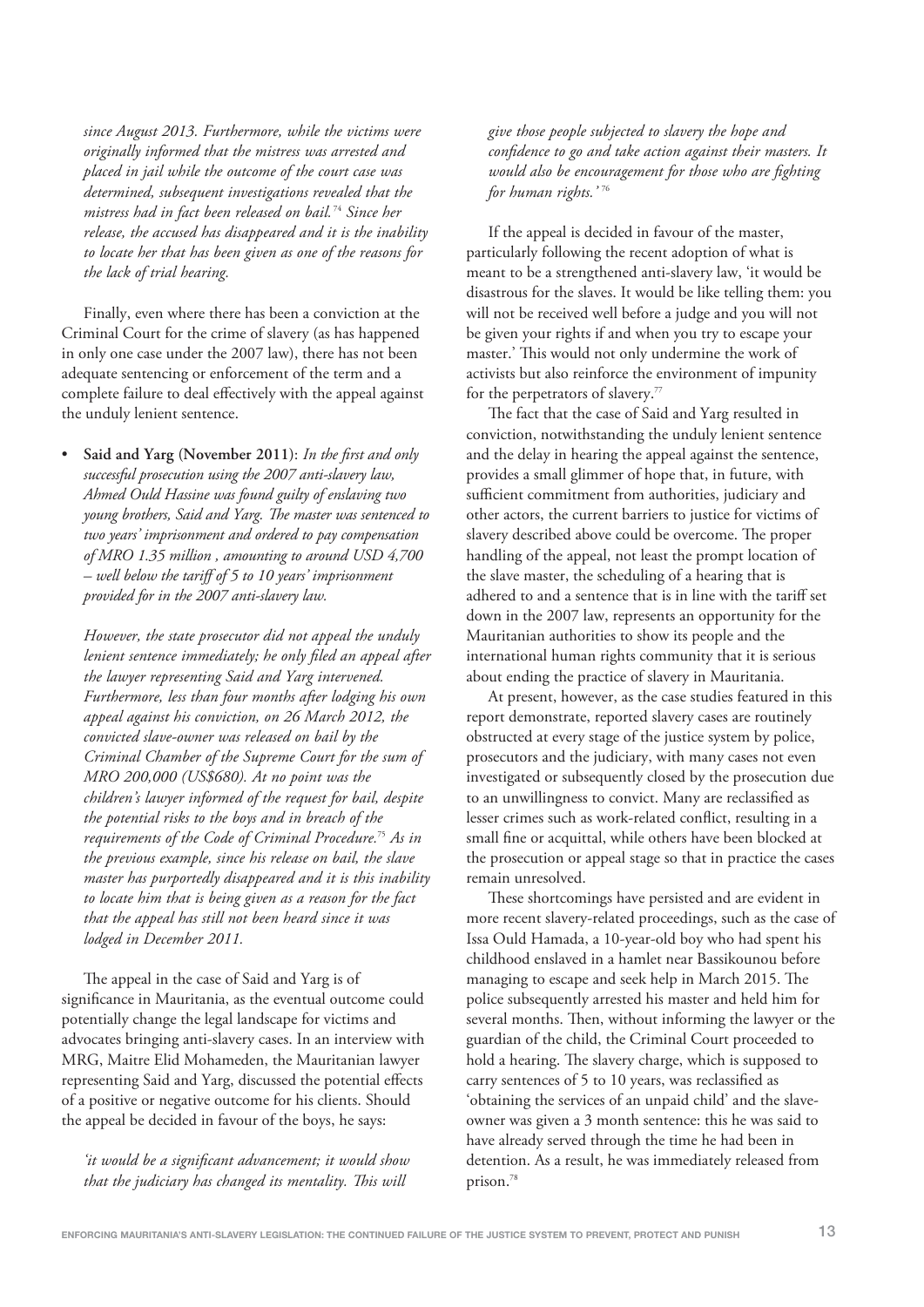*since August 2013. Furthermore, while the victims were originally informed that the mistress was arrested and placed in jail while the outcome of the court case was determined, subsequent investigations revealed that the mistress had in fact been released on bail.*[74] *Since her release, the accused has disappeared and it is the inability to locate her that has been given as one of the reasons for the lack of trial hearing.*

Finally, even where there has been a conviction at the Criminal Court for the crime of slavery (as has happened in only one case under the 2007 law), there has not been adequate sentencing or enforcement of the term and a complete failure to deal effectively with the appeal against the unduly lenient sentence.

- **Said and Yarg (November 2011)**: *In the first and only successful prosecution using the 2007 anti-slavery law, Ahmed Ould Hassine was found guilty of enslaving two young brothers, Said and Yarg. The master was sentenced to two years' imprisonment and ordered to pay compensation of MRO 1.35 million , amounting to around USD 4,700 – well below the tariff of 5 to 10 years' imprisonment provided for in the 2007 anti-slavery law.*

  *However, the state prosecutor did not appeal the unduly lenient sentence immediately; he only filed an appeal after the lawyer representing Said and Yarg intervened. Furthermore, less than four months after lodging his own appeal against his conviction, on 26 March 2012, the convicted slave-owner was released on bail by the Criminal Chamber of the Supreme Court for the sum of MRO 200,000 (US$680). At no point was the children's lawyer informed of the request for bail, despite the potential risks to the boys and in breach of the requirements of the Code of Criminal Procedure.*[75] *As in the previous example, since his release on bail, the slave master has purportedly disappeared and it is this inability to locate him that is being given as a reason for the fact that the appeal has still not been heard since it was lodged in December 2011.*

The appeal in the case of Said and Yarg is of significance in Mauritania, as the eventual outcome could potentially change the legal landscape for victims and advocates bringing anti-slavery cases. In an interview with MRG, Maitre Elid Mohameden, the Mauritanian lawyer representing Said and Yarg, discussed the potential effects of a positive or negative outcome for his clients. Should the appeal be decided in favour of the boys, he says:

> *'it would be a significant advancement; it would show that the judiciary has changed its mentality. This will give those people subjected to slavery the hope and confidence to go and take action against their masters. It would also be encouragement for those who are fighting for human rights.'*[76]

If the appeal is decided in favour of the master, particularly following the recent adoption of what is meant to be a strengthened anti-slavery law, 'it would be disastrous for the slaves. It would be like telling them: you will not be received well before a judge and you will not be given your rights if and when you try to escape your master.' This would not only undermine the work of activists but also reinforce the environment of impunity for the perpetrators of slavery.[77]

The fact that the case of Said and Yarg resulted in conviction, notwithstanding the unduly lenient sentence and the delay in hearing the appeal against the sentence, provides a small glimmer of hope that, in future, with sufficient commitment from authorities, judiciary and other actors, the current barriers to justice for victims of slavery described above could be overcome. The proper handling of the appeal, not least the prompt location of the slave master, the scheduling of a hearing that is adhered to and a sentence that is in line with the tariff set down in the 2007 law, represents an opportunity for the Mauritanian authorities to show its people and the international human rights community that it is serious about ending the practice of slavery in Mauritania.

At present, however, as the case studies featured in this report demonstrate, reported slavery cases are routinely obstructed at every stage of the justice system by police, prosecutors and the judiciary, with many cases not even investigated or subsequently closed by the prosecution due to an unwillingness to convict. Many are reclassified as lesser crimes such as work-related conflict, resulting in a small fine or acquittal, while others have been blocked at the prosecution or appeal stage so that in practice the cases remain unresolved.

These shortcomings have persisted and are evident in more recent slavery-related proceedings, such as the case of Issa Ould Hamada, a 10-year-old boy who had spent his childhood enslaved in a hamlet near Bassikounou before managing to escape and seek help in March 2015. The police subsequently arrested his master and held him for several months. Then, without informing the lawyer or the guardian of the child, the Criminal Court proceeded to hold a hearing. The slavery charge, which is supposed to carry sentences of 5 to 10 years, was reclassified as 'obtaining the services of an unpaid child' and the slave-owner was given a 3 month sentence: this he was said to have already served through the time he had been in detention. As a result, he was immediately released from prison.[78]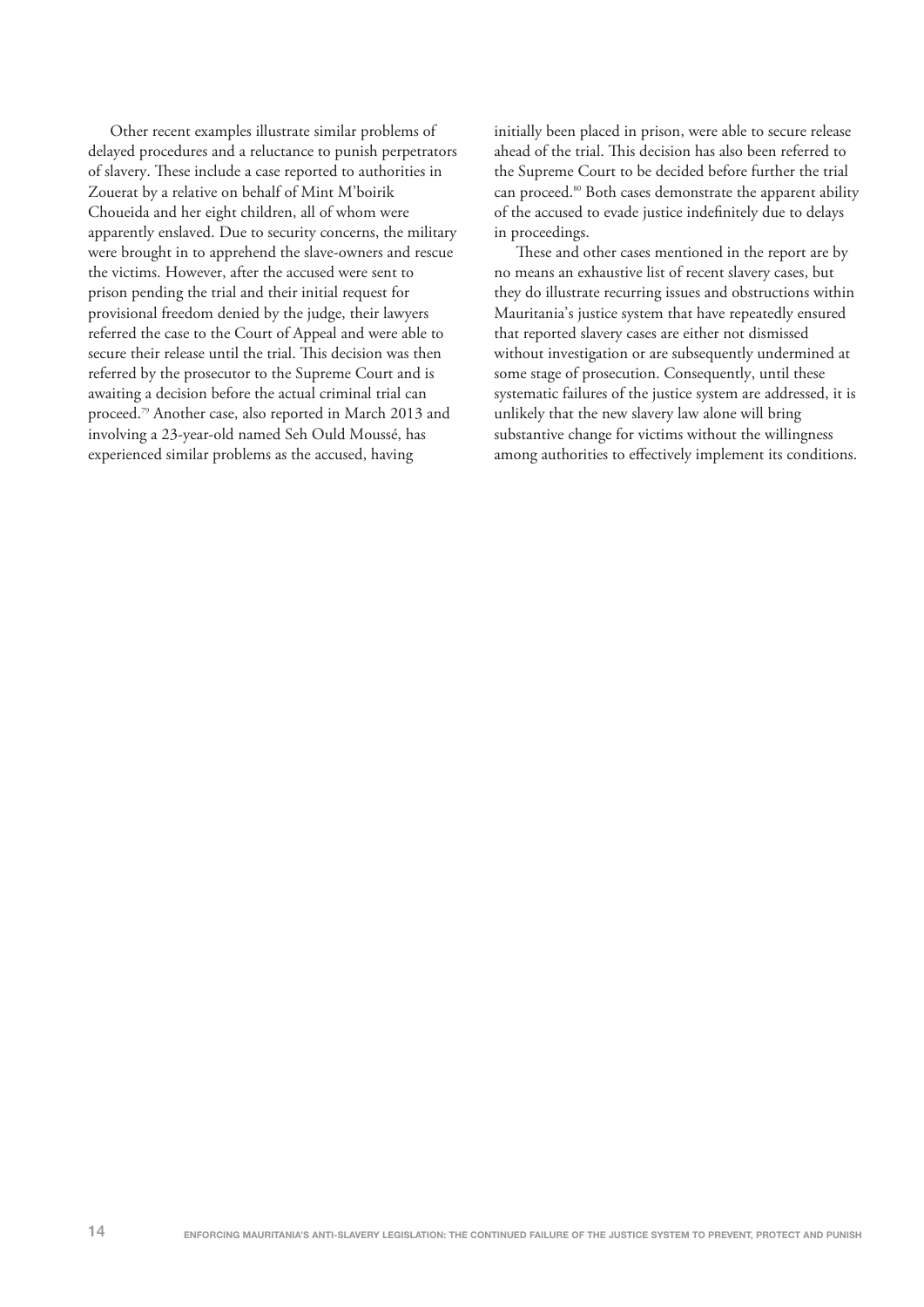Other recent examples illustrate similar problems of delayed procedures and a reluctance to punish perpetrators of slavery. These include a case reported to authorities in Zouerat by a relative on behalf of Mint M'boirik Choueida and her eight children, all of whom were apparently enslaved. Due to security concerns, the military were brought in to apprehend the slave-owners and rescue the victims. However, after the accused were sent to prison pending the trial and their initial request for provisional freedom denied by the judge, their lawyers referred the case to the Court of Appeal and were able to secure their release until the trial. This decision was then referred by the prosecutor to the Supreme Court and is awaiting a decision before the actual criminal trial can proceed.[79] Another case, also reported in March 2013 and involving a 23-year-old named Seh Ould Moussé, has experienced similar problems as the accused, having initially been placed in prison, were able to secure release ahead of the trial. This decision has also been referred to the Supreme Court to be decided before further the trial can proceed.[80] Both cases demonstrate the apparent ability of the accused to evade justice indefinitely due to delays in proceedings.

These and other cases mentioned in the report are by no means an exhaustive list of recent slavery cases, but they do illustrate recurring issues and obstructions within Mauritania's justice system that have repeatedly ensured that reported slavery cases are either not dismissed without investigation or are subsequently undermined at some stage of prosecution. Consequently, until these systematic failures of the justice system are addressed, it is unlikely that the new slavery law alone will bring substantive change for victims without the willingness among authorities to effectively implement its conditions.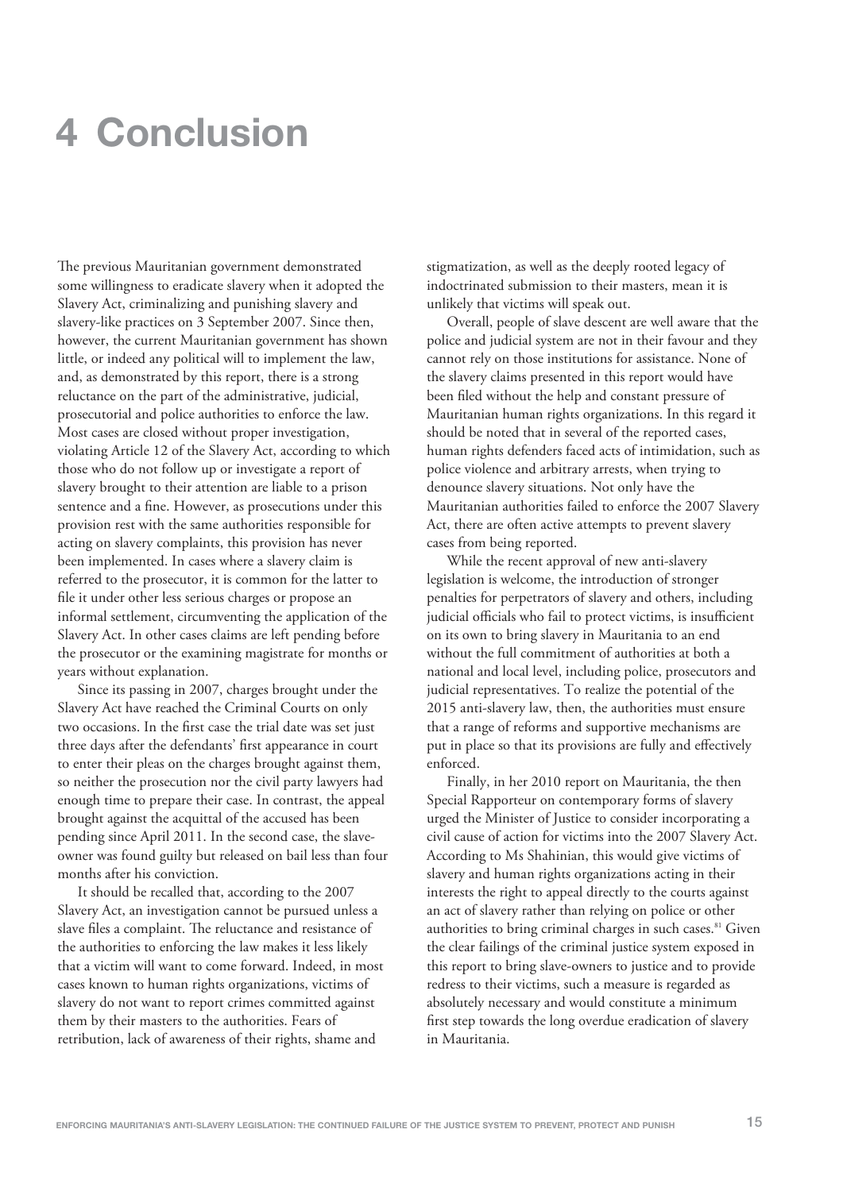# 4 Conclusion

The previous Mauritanian government demonstrated some willingness to eradicate slavery when it adopted the Slavery Act, criminalizing and punishing slavery and slavery-like practices on 3 September 2007. Since then, however, the current Mauritanian government has shown little, or indeed any political will to implement the law, and, as demonstrated by this report, there is a strong reluctance on the part of the administrative, judicial, prosecutorial and police authorities to enforce the law. Most cases are closed without proper investigation, violating Article 12 of the Slavery Act, according to which those who do not follow up or investigate a report of slavery brought to their attention are liable to a prison sentence and a fine. However, as prosecutions under this provision rest with the same authorities responsible for acting on slavery complaints, this provision has never been implemented. In cases where a slavery claim is referred to the prosecutor, it is common for the latter to file it under other less serious charges or propose an informal settlement, circumventing the application of the Slavery Act. In other cases claims are left pending before the prosecutor or the examining magistrate for months or years without explanation.

Since its passing in 2007, charges brought under the Slavery Act have reached the Criminal Courts on only two occasions. In the first case the trial date was set just three days after the defendants' first appearance in court to enter their pleas on the charges brought against them, so neither the prosecution nor the civil party lawyers had enough time to prepare their case. In contrast, the appeal brought against the acquittal of the accused has been pending since April 2011. In the second case, the slave-owner was found guilty but released on bail less than four months after his conviction.

It should be recalled that, according to the 2007 Slavery Act, an investigation cannot be pursued unless a slave files a complaint. The reluctance and resistance of the authorities to enforcing the law makes it less likely that a victim will want to come forward. Indeed, in most cases known to human rights organizations, victims of slavery do not want to report crimes committed against them by their masters to the authorities. Fears of retribution, lack of awareness of their rights, shame and stigmatization, as well as the deeply rooted legacy of indoctrinated submission to their masters, mean it is unlikely that victims will speak out.

Overall, people of slave descent are well aware that the police and judicial system are not in their favour and they cannot rely on those institutions for assistance. None of the slavery claims presented in this report would have been filed without the help and constant pressure of Mauritanian human rights organizations. In this regard it should be noted that in several of the reported cases, human rights defenders faced acts of intimidation, such as police violence and arbitrary arrests, when trying to denounce slavery situations. Not only have the Mauritanian authorities failed to enforce the 2007 Slavery Act, there are often active attempts to prevent slavery cases from being reported.

While the recent approval of new anti-slavery legislation is welcome, the introduction of stronger penalties for perpetrators of slavery and others, including judicial officials who fail to protect victims, is insufficient on its own to bring slavery in Mauritania to an end without the full commitment of authorities at both a national and local level, including police, prosecutors and judicial representatives. To realize the potential of the 2015 anti-slavery law, then, the authorities must ensure that a range of reforms and supportive mechanisms are put in place so that its provisions are fully and effectively enforced.

Finally, in her 2010 report on Mauritania, the then Special Rapporteur on contemporary forms of slavery urged the Minister of Justice to consider incorporating a civil cause of action for victims into the 2007 Slavery Act. According to Ms Shahinian, this would give victims of slavery and human rights organizations acting in their interests the right to appeal directly to the courts against an act of slavery rather than relying on police or other authorities to bring criminal charges in such cases.[81] Given the clear failings of the criminal justice system exposed in this report to bring slave-owners to justice and to provide redress to their victims, such a measure is regarded as absolutely necessary and would constitute a minimum first step towards the long overdue eradication of slavery in Mauritania.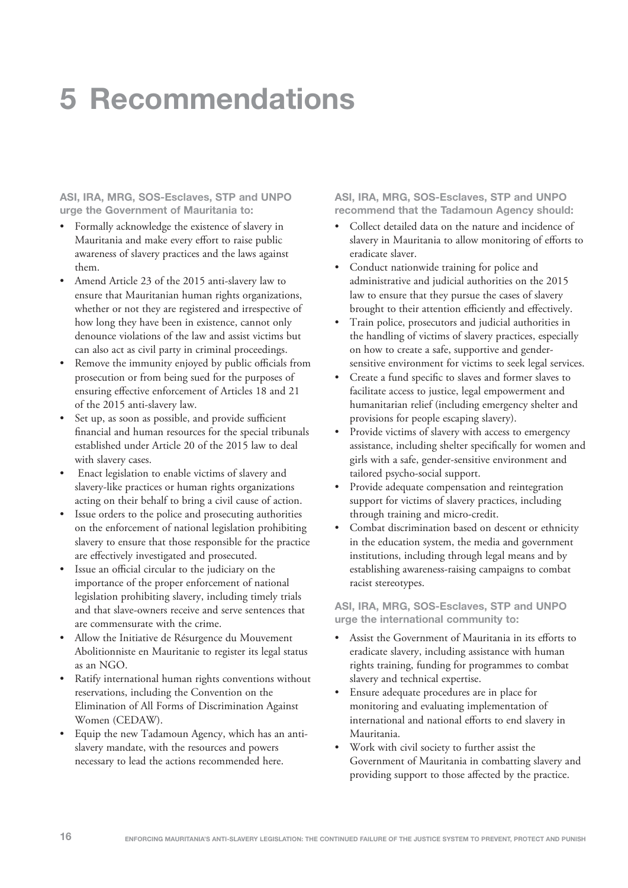# 5 Recommendations

**ASI, IRA, MRG, SOS-Esclaves, STP and UNPO urge the Government of Mauritania to:**

- Formally acknowledge the existence of slavery in Mauritania and make every effort to raise public awareness of slavery practices and the laws against them.
- Amend Article 23 of the 2015 anti-slavery law to ensure that Mauritanian human rights organizations, whether or not they are registered and irrespective of how long they have been in existence, cannot only denounce violations of the law and assist victims but can also act as civil party in criminal proceedings.
- Remove the immunity enjoyed by public officials from prosecution or from being sued for the purposes of ensuring effective enforcement of Articles 18 and 21 of the 2015 anti-slavery law.
- Set up, as soon as possible, and provide sufficient financial and human resources for the special tribunals established under Article 20 of the 2015 law to deal with slavery cases.
- Enact legislation to enable victims of slavery and slavery-like practices or human rights organizations acting on their behalf to bring a civil cause of action.
- Issue orders to the police and prosecuting authorities on the enforcement of national legislation prohibiting slavery to ensure that those responsible for the practice are effectively investigated and prosecuted.
- Issue an official circular to the judiciary on the importance of the proper enforcement of national legislation prohibiting slavery, including timely trials and that slave-owners receive and serve sentences that are commensurate with the crime.
- Allow the Initiative de Résurgence du Mouvement Abolitionniste en Mauritanie to register its legal status as an NGO.
- Ratify international human rights conventions without reservations, including the Convention on the Elimination of All Forms of Discrimination Against Women (CEDAW).
- Equip the new Tadamoun Agency, which has an anti-slavery mandate, with the resources and powers necessary to lead the actions recommended here.

**ASI, IRA, MRG, SOS-Esclaves, STP and UNPO recommend that the Tadamoun Agency should:**

- Collect detailed data on the nature and incidence of slavery in Mauritania to allow monitoring of efforts to eradicate slaver.
- Conduct nationwide training for police and administrative and judicial authorities on the 2015 law to ensure that they pursue the cases of slavery brought to their attention efficiently and effectively.
- Train police, prosecutors and judicial authorities in the handling of victims of slavery practices, especially on how to create a safe, supportive and gender-sensitive environment for victims to seek legal services.
- Create a fund specific to slaves and former slaves to facilitate access to justice, legal empowerment and humanitarian relief (including emergency shelter and provisions for people escaping slavery).
- Provide victims of slavery with access to emergency assistance, including shelter specifically for women and girls with a safe, gender-sensitive environment and tailored psycho-social support.
- Provide adequate compensation and reintegration support for victims of slavery practices, including through training and micro-credit.
- Combat discrimination based on descent or ethnicity in the education system, the media and government institutions, including through legal means and by establishing awareness-raising campaigns to combat racist stereotypes.

**ASI, IRA, MRG, SOS-Esclaves, STP and UNPO urge the international community to:**

- Assist the Government of Mauritania in its efforts to eradicate slavery, including assistance with human rights training, funding for programmes to combat slavery and technical expertise.
- Ensure adequate procedures are in place for monitoring and evaluating implementation of international and national efforts to end slavery in Mauritania.
- Work with civil society to further assist the Government of Mauritania in combatting slavery and providing support to those affected by the practice.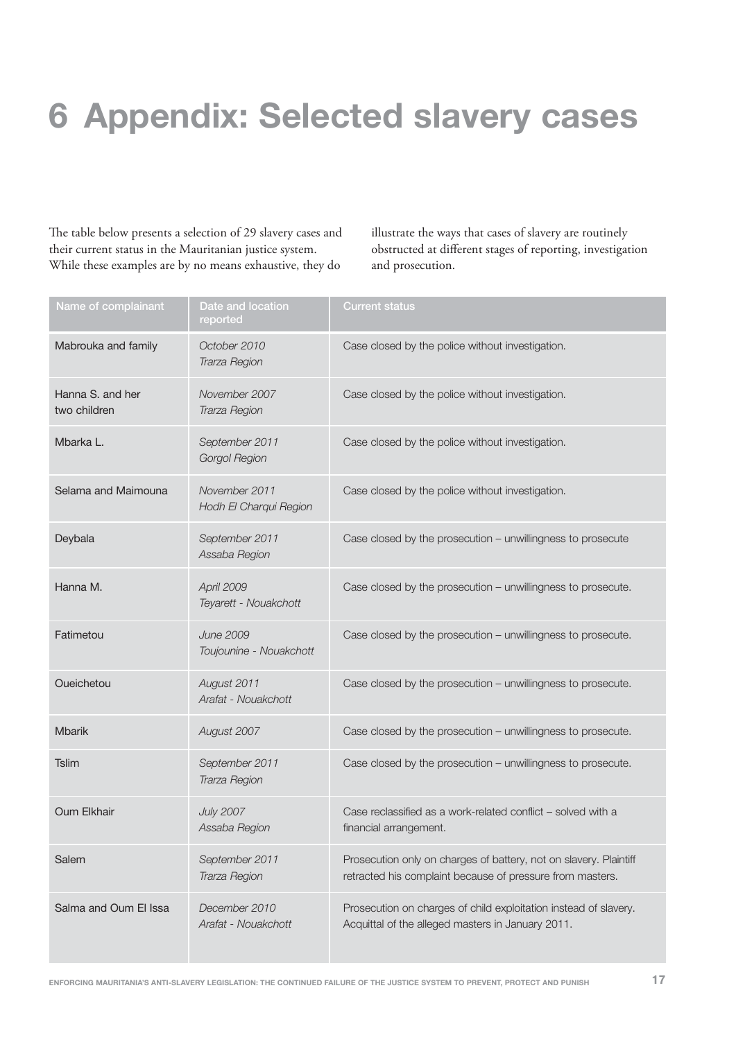# 6 Appendix: Selected slavery cases

The table below presents a selection of 29 slavery cases and their current status in the Mauritanian justice system. While these examples are by no means exhaustive, they do illustrate the ways that cases of slavery are routinely obstructed at different stages of reporting, investigation and prosecution.

| Name of complainant | Date and location reported | Current status |
|---|---|---|
| Mabrouka and family | *October 2010 Trarza Region* | Case closed by the police without investigation. |
| Hanna S. and her two children | *November 2007 Trarza Region* | Case closed by the police without investigation. |
| Mbarka L. | *September 2011 Gorgol Region* | Case closed by the police without investigation. |
| Selama and Maimouna | *November 2011 Hodh El Charqui Region* | Case closed by the police without investigation. |
| Deybala | *September 2011 Assaba Region* | Case closed by the prosecution – unwillingness to prosecute |
| Hanna M. | *April 2009 Teyarett - Nouakchott* | Case closed by the prosecution – unwillingness to prosecute. |
| Fatimetou | *June 2009 Toujounine - Nouakchott* | Case closed by the prosecution – unwillingness to prosecute. |
| Oueichetou | *August 2011 Arafat - Nouakchott* | Case closed by the prosecution – unwillingness to prosecute. |
| Mbarik | *August 2007* | Case closed by the prosecution – unwillingness to prosecute. |
| Tslim | *September 2011 Trarza Region* | Case closed by the prosecution – unwillingness to prosecute. |
| Oum Elkhair | *July 2007 Assaba Region* | Case reclassified as a work-related conflict – solved with a financial arrangement. |
| Salem | *September 2011 Trarza Region* | Prosecution only on charges of battery, not on slavery. Plaintiff retracted his complaint because of pressure from masters. |
| Salma and Oum El Issa | *December 2010 Arafat - Nouakchott* | Prosecution on charges of child exploitation instead of slavery. Acquittal of the alleged masters in January 2011. |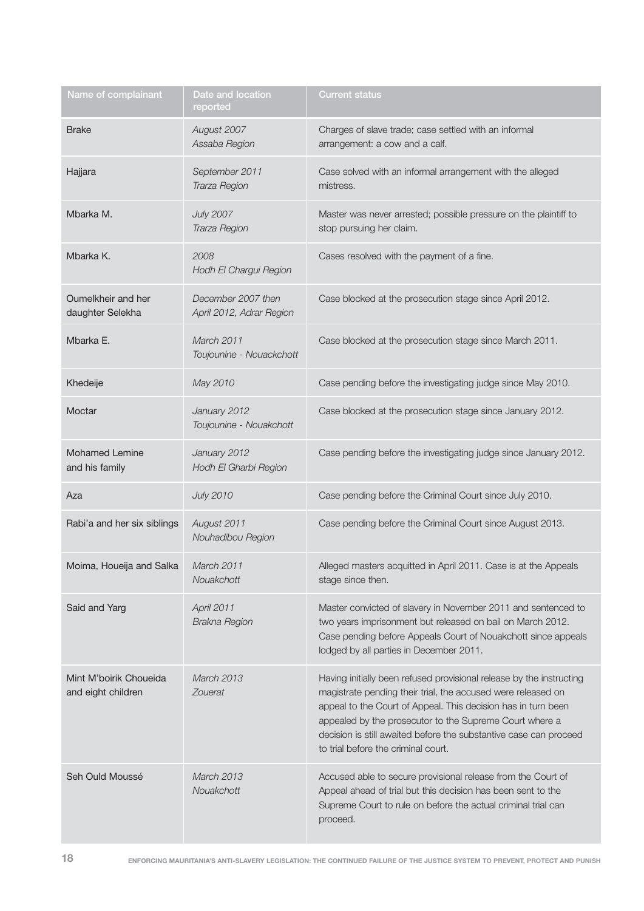| Name of complainant | Date and location reported | Current status |
|---|---|---|
| Brake | *August 2007 Assaba Region* | Charges of slave trade; case settled with an informal arrangement: a cow and a calf. |
| Hajjara | *September 2011 Trarza Region* | Case solved with an informal arrangement with the alleged mistress. |
| Mbarka M. | *July 2007 Trarza Region* | Master was never arrested; possible pressure on the plaintiff to stop pursuing her claim. |
| Mbarka K. | *2008 Hodh El Chargui Region* | Cases resolved with the payment of a fine. |
| Oumelkheir and her daughter Selekha | *December 2007 then April 2012, Adrar Region* | Case blocked at the prosecution stage since April 2012. |
| Mbarka E. | *March 2011 Toujounine - Nouackchott* | Case blocked at the prosecution stage since March 2011. |
| Khedeije | *May 2010* | Case pending before the investigating judge since May 2010. |
| Moctar | *January 2012 Toujounine - Nouakchott* | Case blocked at the prosecution stage since January 2012. |
| Mohamed Lemine and his family | *January 2012 Hodh El Gharbi Region* | Case pending before the investigating judge since January 2012. |
| Aza | *July 2010* | Case pending before the Criminal Court since July 2010. |
| Rabi'a and her six siblings | *August 2011 Nouhadibou Region* | Case pending before the Criminal Court since August 2013. |
| Moima, Houeija and Salka | *March 2011 Nouakchott* | Alleged masters acquitted in April 2011. Case is at the Appeals stage since then. |
| Said and Yarg | *April 2011 Brakna Region* | Master convicted of slavery in November 2011 and sentenced to two years imprisonment but released on bail on March 2012. Case pending before Appeals Court of Nouakchott since appeals lodged by all parties in December 2011. |
| Mint M'boirik Choueida and eight children | *March 2013 Zouerat* | Having initially been refused provisional release by the instructing magistrate pending their trial, the accused were released on appeal to the Court of Appeal. This decision has in turn been appealed by the prosecutor to the Supreme Court where a decision is still awaited before the substantive case can proceed to trial before the criminal court. |
| Seh Ould Moussé | *March 2013 Nouakchott* | Accused able to secure provisional release from the Court of Appeal ahead of trial but this decision has been sent to the Supreme Court to rule on before the actual criminal trial can proceed. |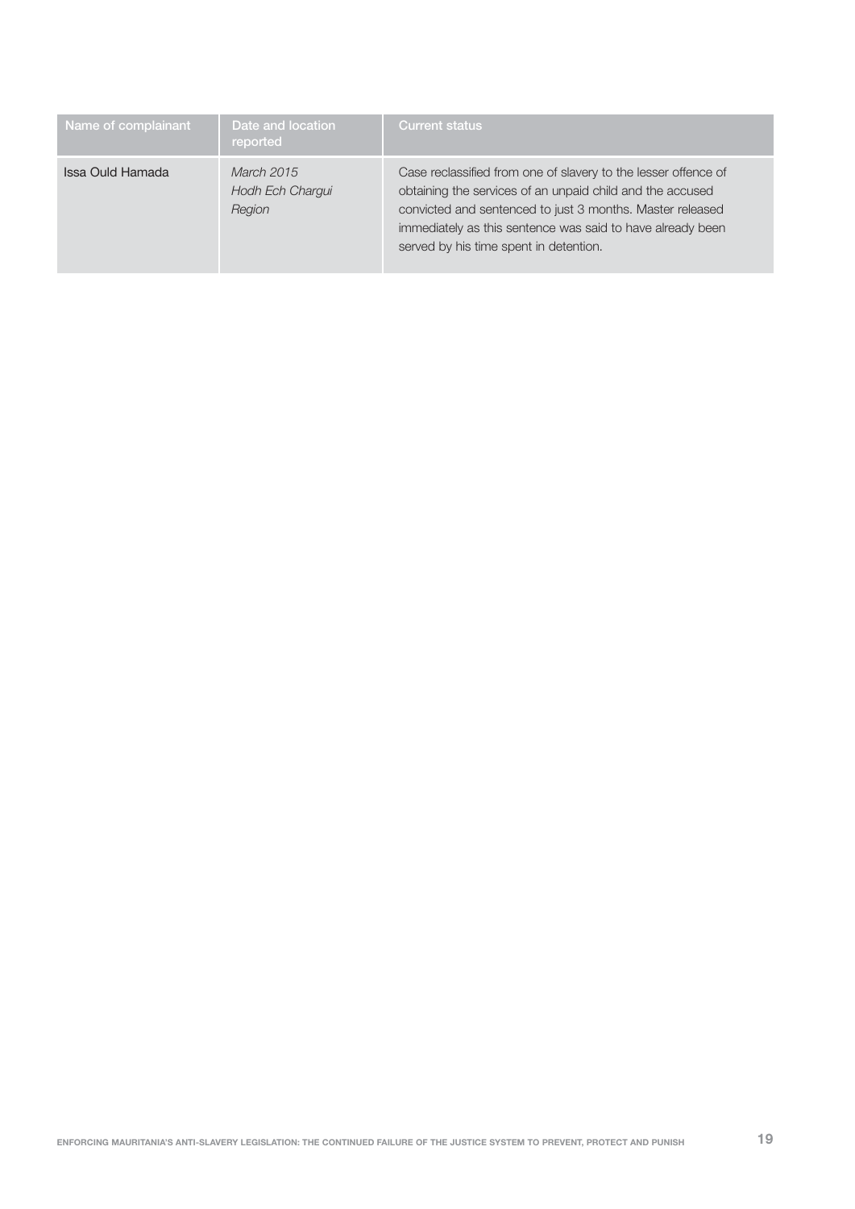| Name of complainant | Date and location reported | Current status |
|---|---|---|
| Issa Ould Hamada | *March 2015*<br>*Hodh Ech Chargui Region* | Case reclassified from one of slavery to the lesser offence of obtaining the services of an unpaid child and the accused convicted and sentenced to just 3 months. Master released immediately as this sentence was said to have already been served by his time spent in detention. |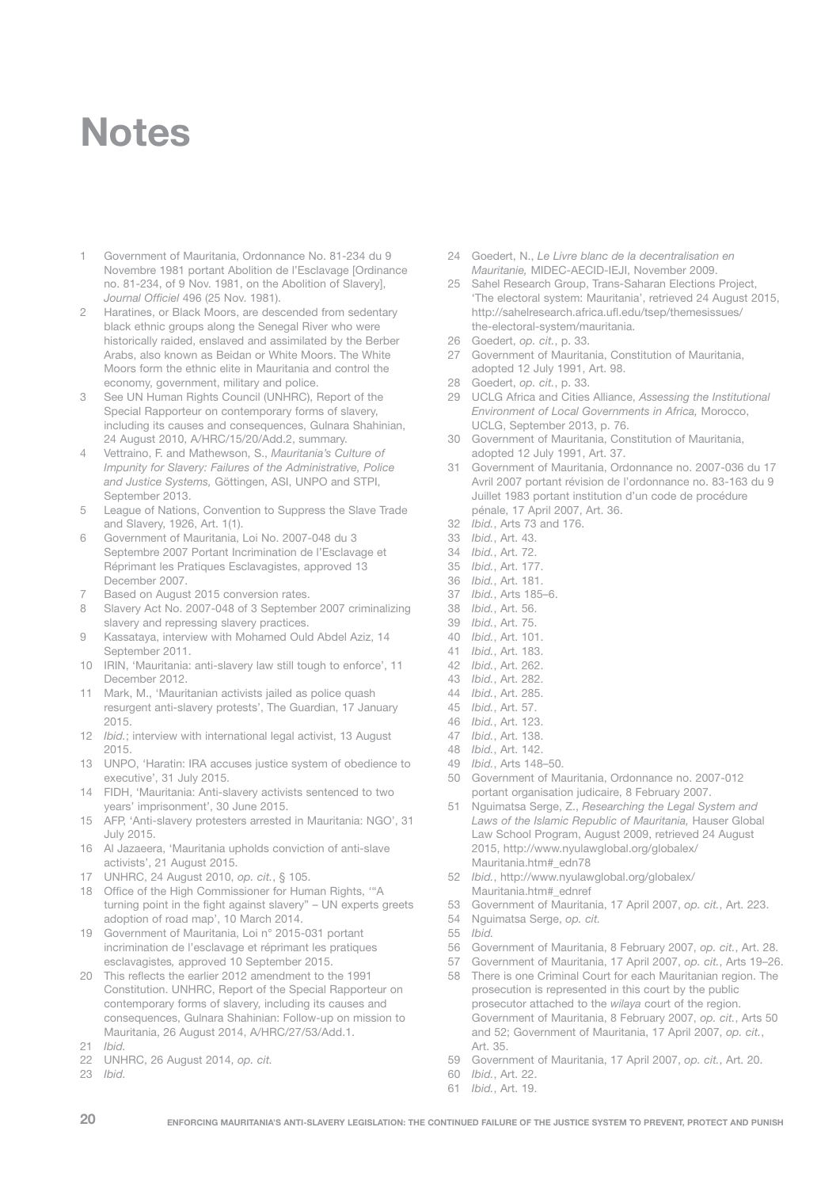# Notes

1. Government of Mauritania, Ordonnance No. 81-234 du 9 Novembre 1981 portant Abolition de l'Esclavage [Ordinance no. 81-234, of 9 Nov. 1981, on the Abolition of Slavery], *Journal Officiel* 496 (25 Nov. 1981).
2. Haratines, or Black Moors, are descended from sedentary black ethnic groups along the Senegal River who were historically raided, enslaved and assimilated by the Berber Arabs, also known as Beidan or White Moors. The White Moors form the ethnic elite in Mauritania and control the economy, government, military and police.
3. See UN Human Rights Council (UNHRC), Report of the Special Rapporteur on contemporary forms of slavery, including its causes and consequences, Gulnara Shahinian, 24 August 2010, A/HRC/15/20/Add.2, summary.
4. Vettraino, F. and Mathewson, S., *Mauritania's Culture of Impunity for Slavery: Failures of the Administrative, Police and Justice Systems,* Göttingen, ASI, UNPO and STPI, September 2013.
5. League of Nations, Convention to Suppress the Slave Trade and Slavery, 1926, Art. 1(1).
6. Government of Mauritania, Loi No. 2007-048 du 3 Septembre 2007 Portant Incrimination de l'Esclavage et Réprimant les Pratiques Esclavagistes, approved 13 December 2007.
7. Based on August 2015 conversion rates.
8. Slavery Act No. 2007-048 of 3 September 2007 criminalizing slavery and repressing slavery practices.
9. Kassataya, interview with Mohamed Ould Abdel Aziz, 14 September 2011.
10. IRIN, 'Mauritania: anti-slavery law still tough to enforce', 11 December 2012.
11. Mark, M., 'Mauritanian activists jailed as police quash resurgent anti-slavery protests', The Guardian, 17 January 2015.
12. *Ibid.*; interview with international legal activist, 13 August 2015.
13. UNPO, 'Haratin: IRA accuses justice system of obedience to executive', 31 July 2015.
14. FIDH, 'Mauritania: Anti-slavery activists sentenced to two years' imprisonment', 30 June 2015.
15. AFP, 'Anti-slavery protesters arrested in Mauritania: NGO', 31 July 2015.
16. Al Jazaeera, 'Mauritania upholds conviction of anti-slave activists', 21 August 2015.
17. UNHRC, 24 August 2010, *op. cit.*, § 105.
18. Office of the High Commissioner for Human Rights, '"A turning point in the fight against slavery" – UN experts greets adoption of road map', 10 March 2014.
19. Government of Mauritania, Loi n° 2015-031 portant incrimination de l'esclavage et réprimant les pratiques esclavagistes, approved 10 September 2015.
20. This reflects the earlier 2012 amendment to the 1991 Constitution. UNHRC, Report of the Special Rapporteur on contemporary forms of slavery, including its causes and consequences, Gulnara Shahinian: Follow-up on mission to Mauritania, 26 August 2014, A/HRC/27/53/Add.1.
21. *Ibid.*
22. UNHRC, 26 August 2014, *op. cit.*
23. *Ibid.*
24. Goedert, N., *Le Livre blanc de la decentralisation en Mauritanie,* MIDEC-AECID-IEJI, November 2009.
25. Sahel Research Group, Trans-Saharan Elections Project, 'The electoral system: Mauritania', retrieved 24 August 2015, http://sahelresearch.africa.ufl.edu/tsep/themesissues/the-electoral-system/mauritania.
26. Goedert, *op. cit.*, p. 33.
27. Government of Mauritania, Constitution of Mauritania, adopted 12 July 1991, Art. 98.
28. Goedert, *op. cit.*, p. 33.
29. UCLG Africa and Cities Alliance, *Assessing the Institutional Environment of Local Governments in Africa,* Morocco, UCLG, September 2013, p. 76.
30. Government of Mauritania, Constitution of Mauritania, adopted 12 July 1991, Art. 37.
31. Government of Mauritania, Ordonnance no. 2007-036 du 17 Avril 2007 portant révision de l'ordonnance no. 83-163 du 9 Juillet 1983 portant institution d'un code de procédure pénale, 17 April 2007, Art. 36.
32. *Ibid.*, Arts 73 and 176.
33. *Ibid.*, Art. 43.
34. *Ibid.*, Art. 72.
35. *Ibid.*, Art. 177.
36. *Ibid.*, Art. 181.
37. *Ibid.*, Arts 185–6.
38. *Ibid.*, Art. 56.
39. *Ibid.*, Art. 75.
40. *Ibid.*, Art. 101.
41. *Ibid.*, Art. 183.
42. *Ibid.*, Art. 262.
43. *Ibid.*, Art. 282.
44. *Ibid.*, Art. 285.
45. *Ibid.*, Art. 57.
46. *Ibid.*, Art. 123.
47. *Ibid.*, Art. 138.
48. *Ibid.*, Art. 142.
49. *Ibid.*, Arts 148–50.
50. Government of Mauritania, Ordonnance no. 2007-012 portant organisation judicaire, 8 February 2007.
51. Nguimatsa Serge, Z., *Researching the Legal System and Laws of the Islamic Republic of Mauritania,* Hauser Global Law School Program, August 2009, retrieved 24 August 2015, http://www.nyulawglobal.org/globalex/Mauritania.htm#_edn78
52. *Ibid.*, http://www.nyulawglobal.org/globalex/Mauritania.htm#_ednref
53. Government of Mauritania, 17 April 2007, *op. cit.*, Art. 223.
54. Nguimatsa Serge, *op. cit.*
55. *Ibid.*
56. Government of Mauritania, 8 February 2007, *op. cit.*, Art. 28.
57. Government of Mauritania, 17 April 2007, *op. cit.*, Arts 19–26.
58. There is one Criminal Court for each Mauritanian region. The prosecution is represented in this court by the public prosecutor attached to the *wilaya* court of the region. Government of Mauritania, 8 February 2007, *op. cit.*, Arts 50 and 52; Government of Mauritania, 17 April 2007, *op. cit.*, Art. 35.
59. Government of Mauritania, 17 April 2007, *op. cit.*, Art. 20.
60. *Ibid.*, Art. 22.
61. *Ibid.*, Art. 19.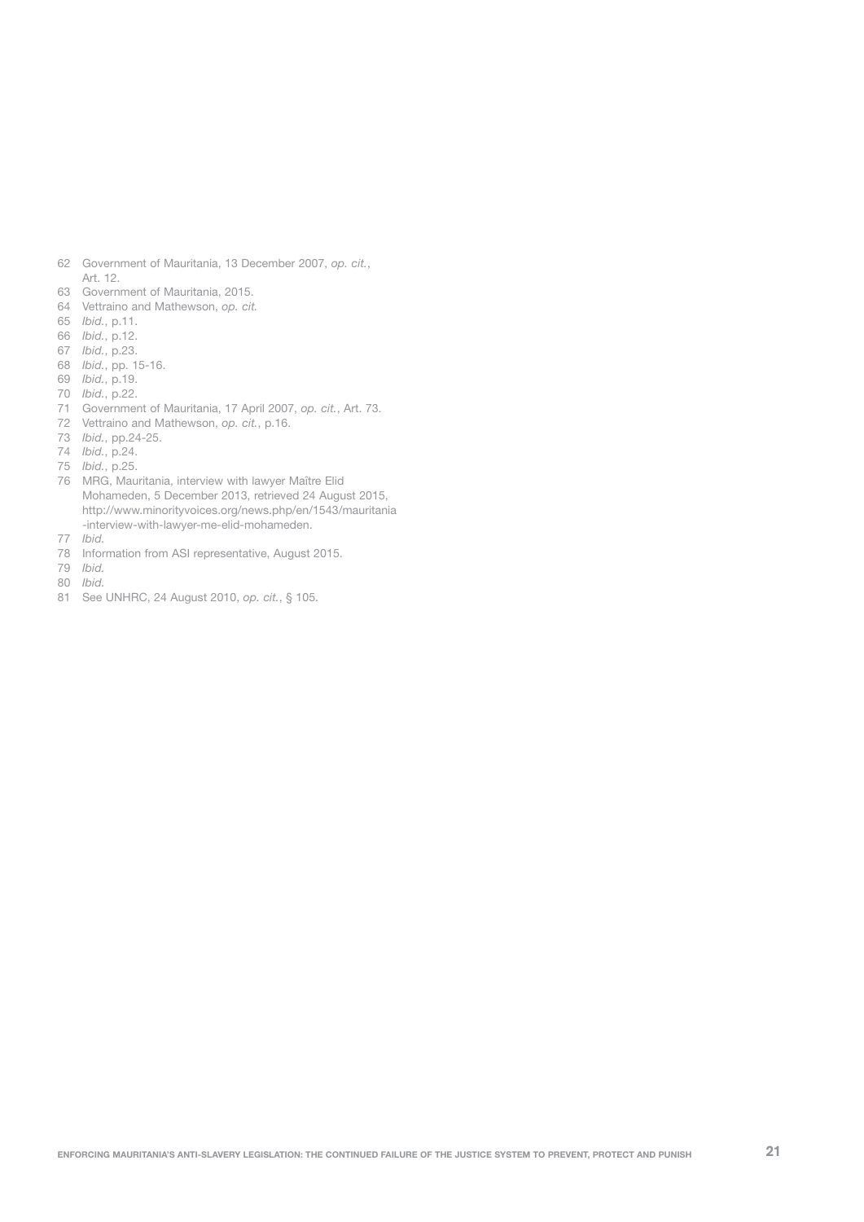62 Government of Mauritania, 13 December 2007, *op. cit.*, Art. 12.
63 Government of Mauritania, 2015.
64 Vettraino and Mathewson, *op. cit.*
65 *Ibid.*, p.11.
66 *Ibid.*, p.12.
67 *Ibid.*, p.23.
68 *Ibid.*, pp. 15-16.
69 *Ibid.*, p.19.
70 *Ibid.*, p.22.
71 Government of Mauritania, 17 April 2007, *op. cit.*, Art. 73.
72 Vettraino and Mathewson, *op. cit.*, p.16.
73 *Ibid.*, pp.24-25.
74 *Ibid.*, p.24.
75 *Ibid.*, p.25.
76 MRG, Mauritania, interview with lawyer Maître Elid Mohameden, 5 December 2013, retrieved 24 August 2015, http://www.minorityvoices.org/news.php/en/1543/mauritania-interview-with-lawyer-me-elid-mohameden.
77 *Ibid.*
78 Information from ASI representative, August 2015.
79 *Ibid.*
80 *Ibid.*
81 See UNHRC, 24 August 2010, *op. cit.*, § 105.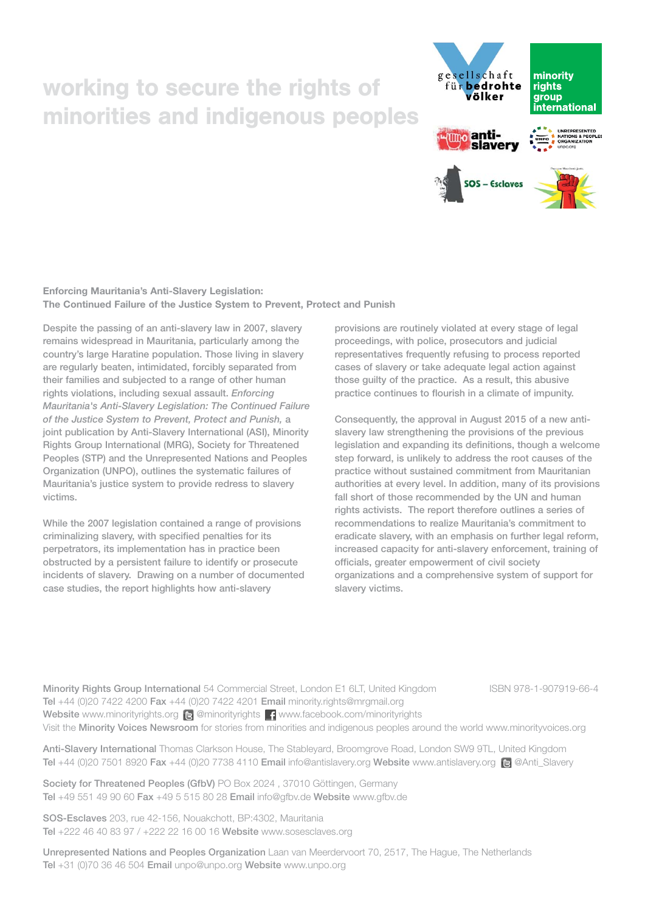# working to secure the rights of minorities and indigenous peoples

**Enforcing Mauritania's Anti-Slavery Legislation: The Continued Failure of the Justice System to Prevent, Protect and Punish**

Despite the passing of an anti-slavery law in 2007, slavery remains widespread in Mauritania, particularly among the country's large Haratine population. Those living in slavery are regularly beaten, intimidated, forcibly separated from their families and subjected to a range of other human rights violations, including sexual assault. *Enforcing Mauritania's Anti-Slavery Legislation: The Continued Failure of the Justice System to Prevent, Protect and Punish,* a joint publication by Anti-Slavery International (ASI), Minority Rights Group International (MRG), Society for Threatened Peoples (STP) and the Unrepresented Nations and Peoples Organization (UNPO), outlines the systematic failures of Mauritania's justice system to provide redress to slavery victims.

While the 2007 legislation contained a range of provisions criminalizing slavery, with specified penalties for its perpetrators, its implementation has in practice been obstructed by a persistent failure to identify or prosecute incidents of slavery. Drawing on a number of documented case studies, the report highlights how anti-slavery provisions are routinely violated at every stage of legal proceedings, with police, prosecutors and judicial representatives frequently refusing to process reported cases of slavery or take adequate legal action against those guilty of the practice. As a result, this abusive practice continues to flourish in a climate of impunity.

Consequently, the approval in August 2015 of a new anti-slavery law strengthening the provisions of the previous legislation and expanding its definitions, though a welcome step forward, is unlikely to address the root causes of the practice without sustained commitment from Mauritanian authorities at every level. In addition, many of its provisions fall short of those recommended by the UN and human rights activists. The report therefore outlines a series of recommendations to realize Mauritania's commitment to eradicate slavery, with an emphasis on further legal reform, increased capacity for anti-slavery enforcement, training of officials, greater empowerment of civil society organizations and a comprehensive system of support for slavery victims.

**Minority Rights Group International** 54 Commercial Street, London E1 6LT, United Kingdom
**Tel** +44 (0)20 7422 4200 **Fax** +44 (0)20 7422 4201 **Email** minority.rights@mrgmail.org
**Website** www.minorityrights.org @minorityrights www.facebook.com/minorityrights
Visit the **Minority Voices Newsroom** for stories from minorities and indigenous peoples around the world www.minorityvoices.org

ISBN 978-1-907919-66-4

**Anti-Slavery International** Thomas Clarkson House, The Stableyard, Broomgrove Road, London SW9 9TL, United Kingdom
**Tel** +44 (0)20 7501 8920 **Fax** +44 (0)20 7738 4110 **Email** info@antislavery.org **Website** www.antislavery.org @Anti_Slavery

**Society for Threatened Peoples (GfbV)** PO Box 2024 , 37010 Göttingen, Germany
**Tel** +49 551 49 90 60 **Fax** +49 5 515 80 28 **Email** info@gfbv.de **Website** www.gfbv.de

**SOS-Esclaves** 203, rue 42-156, Nouakchott, BP:4302, Mauritania
**Tel** +222 46 40 83 97 / +222 22 16 00 16 **Website** www.sosesclaves.org

**Unrepresented Nations and Peoples Organization** Laan van Meerdervoort 70, 2517, The Hague, The Netherlands
**Tel** +31 (0)70 36 46 504 **Email** unpo@unpo.org **Website** www.unpo.org